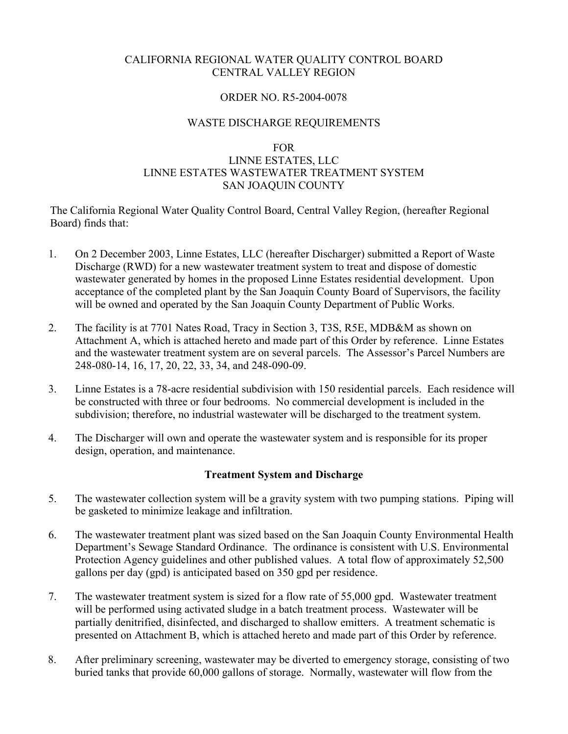CALIFORNIA REGIONAL WATER QUALITY CONTROL BOARD
CENTRAL VALLEY REGION

ORDER NO. R5-2004-0078

WASTE DISCHARGE REQUIREMENTS

FOR
LINNE ESTATES, LLC
LINNE ESTATES WASTEWATER TREATMENT SYSTEM
SAN JOAQUIN COUNTY

The California Regional Water Quality Control Board, Central Valley Region, (hereafter Regional Board) finds that:

1. On 2 December 2003, Linne Estates, LLC (hereafter Discharger) submitted a Report of Waste Discharge (RWD) for a new wastewater treatment system to treat and dispose of domestic wastewater generated by homes in the proposed Linne Estates residential development. Upon acceptance of the completed plant by the San Joaquin County Board of Supervisors, the facility will be owned and operated by the San Joaquin County Department of Public Works.

2. The facility is at 7701 Nates Road, Tracy in Section 3, T3S, R5E, MDB&M as shown on Attachment A, which is attached hereto and made part of this Order by reference. Linne Estates and the wastewater treatment system are on several parcels. The Assessor's Parcel Numbers are 248-080-14, 16, 17, 20, 22, 33, 34, and 248-090-09.

3. Linne Estates is a 78-acre residential subdivision with 150 residential parcels. Each residence will be constructed with three or four bedrooms. No commercial development is included in the subdivision; therefore, no industrial wastewater will be discharged to the treatment system.

4. The Discharger will own and operate the wastewater system and is responsible for its proper design, operation, and maintenance.

**Treatment System and Discharge**

5. The wastewater collection system will be a gravity system with two pumping stations. Piping will be gasketed to minimize leakage and infiltration.

6. The wastewater treatment plant was sized based on the San Joaquin County Environmental Health Department's Sewage Standard Ordinance. The ordinance is consistent with U.S. Environmental Protection Agency guidelines and other published values. A total flow of approximately 52,500 gallons per day (gpd) is anticipated based on 350 gpd per residence.

7. The wastewater treatment system is sized for a flow rate of 55,000 gpd. Wastewater treatment will be performed using activated sludge in a batch treatment process. Wastewater will be partially denitrified, disinfected, and discharged to shallow emitters. A treatment schematic is presented on Attachment B, which is attached hereto and made part of this Order by reference.

8. After preliminary screening, wastewater may be diverted to emergency storage, consisting of two buried tanks that provide 60,000 gallons of storage. Normally, wastewater will flow from the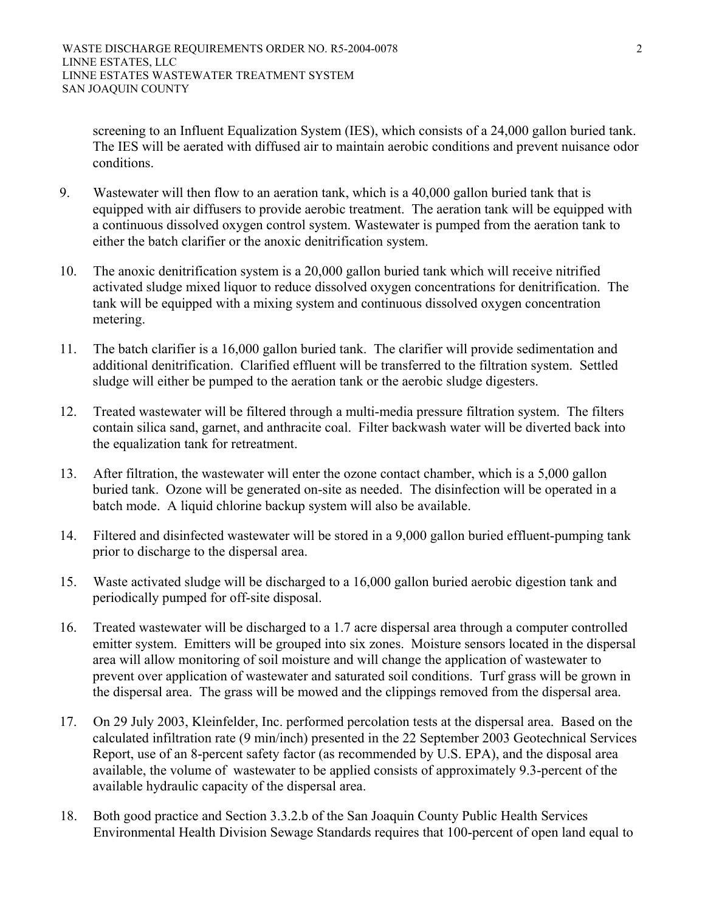screening to an Influent Equalization System (IES), which consists of a 24,000 gallon buried tank. The IES will be aerated with diffused air to maintain aerobic conditions and prevent nuisance odor conditions.

9. Wastewater will then flow to an aeration tank, which is a 40,000 gallon buried tank that is equipped with air diffusers to provide aerobic treatment. The aeration tank will be equipped with a continuous dissolved oxygen control system. Wastewater is pumped from the aeration tank to either the batch clarifier or the anoxic denitrification system.

10. The anoxic denitrification system is a 20,000 gallon buried tank which will receive nitrified activated sludge mixed liquor to reduce dissolved oxygen concentrations for denitrification. The tank will be equipped with a mixing system and continuous dissolved oxygen concentration metering.

11. The batch clarifier is a 16,000 gallon buried tank. The clarifier will provide sedimentation and additional denitrification. Clarified effluent will be transferred to the filtration system. Settled sludge will either be pumped to the aeration tank or the aerobic sludge digesters.

12. Treated wastewater will be filtered through a multi-media pressure filtration system. The filters contain silica sand, garnet, and anthracite coal. Filter backwash water will be diverted back into the equalization tank for retreatment.

13. After filtration, the wastewater will enter the ozone contact chamber, which is a 5,000 gallon buried tank. Ozone will be generated on-site as needed. The disinfection will be operated in a batch mode. A liquid chlorine backup system will also be available.

14. Filtered and disinfected wastewater will be stored in a 9,000 gallon buried effluent-pumping tank prior to discharge to the dispersal area.

15. Waste activated sludge will be discharged to a 16,000 gallon buried aerobic digestion tank and periodically pumped for off-site disposal.

16. Treated wastewater will be discharged to a 1.7 acre dispersal area through a computer controlled emitter system. Emitters will be grouped into six zones. Moisture sensors located in the dispersal area will allow monitoring of soil moisture and will change the application of wastewater to prevent over application of wastewater and saturated soil conditions. Turf grass will be grown in the dispersal area. The grass will be mowed and the clippings removed from the dispersal area.

17. On 29 July 2003, Kleinfelder, Inc. performed percolation tests at the dispersal area. Based on the calculated infiltration rate (9 min/inch) presented in the 22 September 2003 Geotechnical Services Report, use of an 8-percent safety factor (as recommended by U.S. EPA), and the disposal area available, the volume of wastewater to be applied consists of approximately 9.3-percent of the available hydraulic capacity of the dispersal area.

18. Both good practice and Section 3.3.2.b of the San Joaquin County Public Health Services Environmental Health Division Sewage Standards requires that 100-percent of open land equal to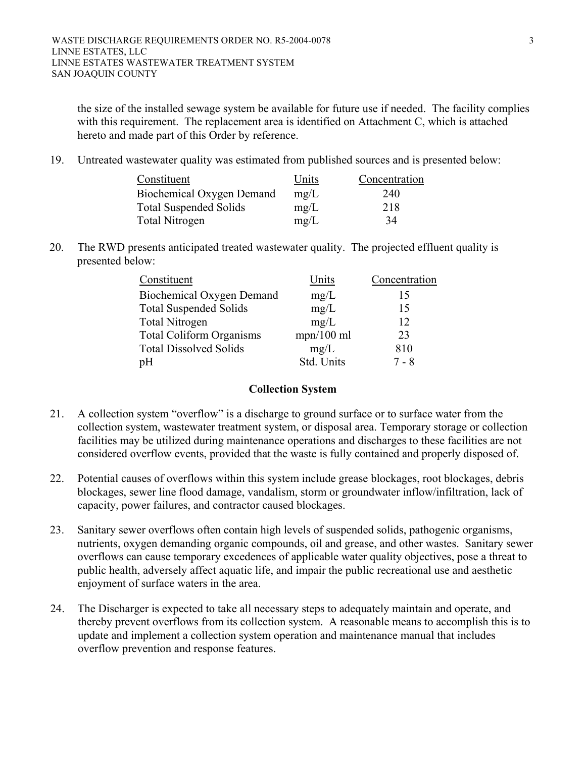the size of the installed sewage system be available for future use if needed. The facility complies with this requirement. The replacement area is identified on Attachment C, which is attached hereto and made part of this Order by reference.

19. Untreated wastewater quality was estimated from published sources and is presented below:

| Constituent | Units | Concentration |
|---|---|---|
| Biochemical Oxygen Demand | mg/L | 240 |
| Total Suspended Solids | mg/L | 218 |
| Total Nitrogen | mg/L | 34 |

20. The RWD presents anticipated treated wastewater quality. The projected effluent quality is presented below:

| Constituent | Units | Concentration |
|---|---|---|
| Biochemical Oxygen Demand | mg/L | 15 |
| Total Suspended Solids | mg/L | 15 |
| Total Nitrogen | mg/L | 12 |
| Total Coliform Organisms | mpn/100 ml | 23 |
| Total Dissolved Solids | mg/L | 810 |
| pH | Std. Units | 7 - 8 |

## Collection System

21. A collection system "overflow" is a discharge to ground surface or to surface water from the collection system, wastewater treatment system, or disposal area. Temporary storage or collection facilities may be utilized during maintenance operations and discharges to these facilities are not considered overflow events, provided that the waste is fully contained and properly disposed of.

22. Potential causes of overflows within this system include grease blockages, root blockages, debris blockages, sewer line flood damage, vandalism, storm or groundwater inflow/infiltration, lack of capacity, power failures, and contractor caused blockages.

23. Sanitary sewer overflows often contain high levels of suspended solids, pathogenic organisms, nutrients, oxygen demanding organic compounds, oil and grease, and other wastes. Sanitary sewer overflows can cause temporary excedences of applicable water quality objectives, pose a threat to public health, adversely affect aquatic life, and impair the public recreational use and aesthetic enjoyment of surface waters in the area.

24. The Discharger is expected to take all necessary steps to adequately maintain and operate, and thereby prevent overflows from its collection system. A reasonable means to accomplish this is to update and implement a collection system operation and maintenance manual that includes overflow prevention and response features.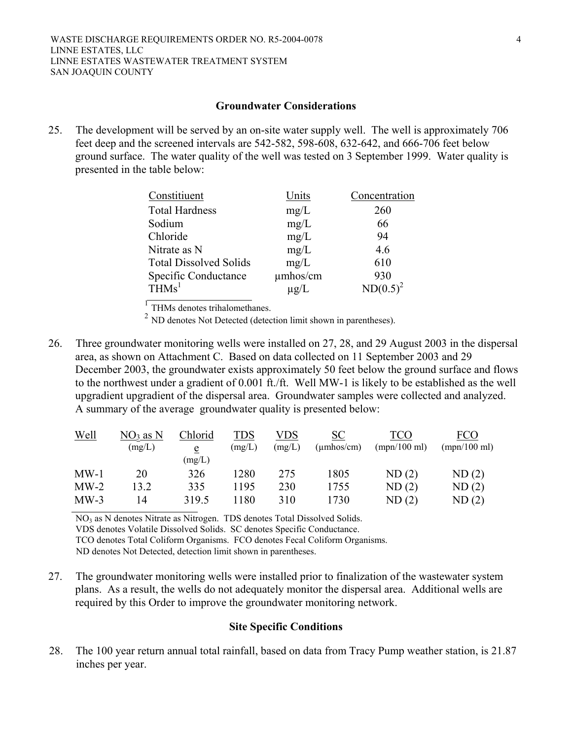## Groundwater Considerations

25. The development will be served by an on-site water supply well. The well is approximately 706 feet deep and the screened intervals are 542-582, 598-608, 632-642, and 666-706 feet below ground surface. The water quality of the well was tested on 3 September 1999. Water quality is presented in the table below:

| Constitiuent | Units | Concentration |
|---|---|---|
| Total Hardness | mg/L | 260 |
| Sodium | mg/L | 66 |
| Chloride | mg/L | 94 |
| Nitrate as N | mg/L | 4.6 |
| Total Dissolved Solids | mg/L | 610 |
| Specific Conductance | µmhos/cm | 930 |
| THMs[1] | µg/L | ND(0.5)[2] |

[1] THMs denotes trihalomethanes.

[2] ND denotes Not Detected (detection limit shown in parentheses).

26. Three groundwater monitoring wells were installed on 27, 28, and 29 August 2003 in the dispersal area, as shown on Attachment C. Based on data collected on 11 September 2003 and 29 December 2003, the groundwater exists approximately 50 feet below the ground surface and flows to the northwest under a gradient of 0.001 ft./ft. Well MW-1 is likely to be established as the well upgradient upgradient of the dispersal area. Groundwater samples were collected and analyzed. A summary of the average groundwater quality is presented below:

| Well | $NO_3$ as N (mg/L) | Chloride (mg/L) | TDS (mg/L) | VDS (mg/L) | SC (µmhos/cm) | TCO (mpn/100 ml) | FCO (mpn/100 ml) |
|---|---|---|---|---|---|---|---|
| MW-1 | 20 | 326 | 1280 | 275 | 1805 | ND (2) | ND (2) |
| MW-2 | 13.2 | 335 | 1195 | 230 | 1755 | ND (2) | ND (2) |
| MW-3 | 14 | 319.5 | 1180 | 310 | 1730 | ND (2) | ND (2) |

$NO_3$ as N denotes Nitrate as Nitrogen. TDS denotes Total Dissolved Solids.
VDS denotes Volatile Dissolved Solids. SC denotes Specific Conductance.
TCO denotes Total Coliform Organisms. FCO denotes Fecal Coliform Organisms.
ND denotes Not Detected, detection limit shown in parentheses.

27. The groundwater monitoring wells were installed prior to finalization of the wastewater system plans. As a result, the wells do not adequately monitor the dispersal area. Additional wells are required by this Order to improve the groundwater monitoring network.

## Site Specific Conditions

28. The 100 year return annual total rainfall, based on data from Tracy Pump weather station, is 21.87 inches per year.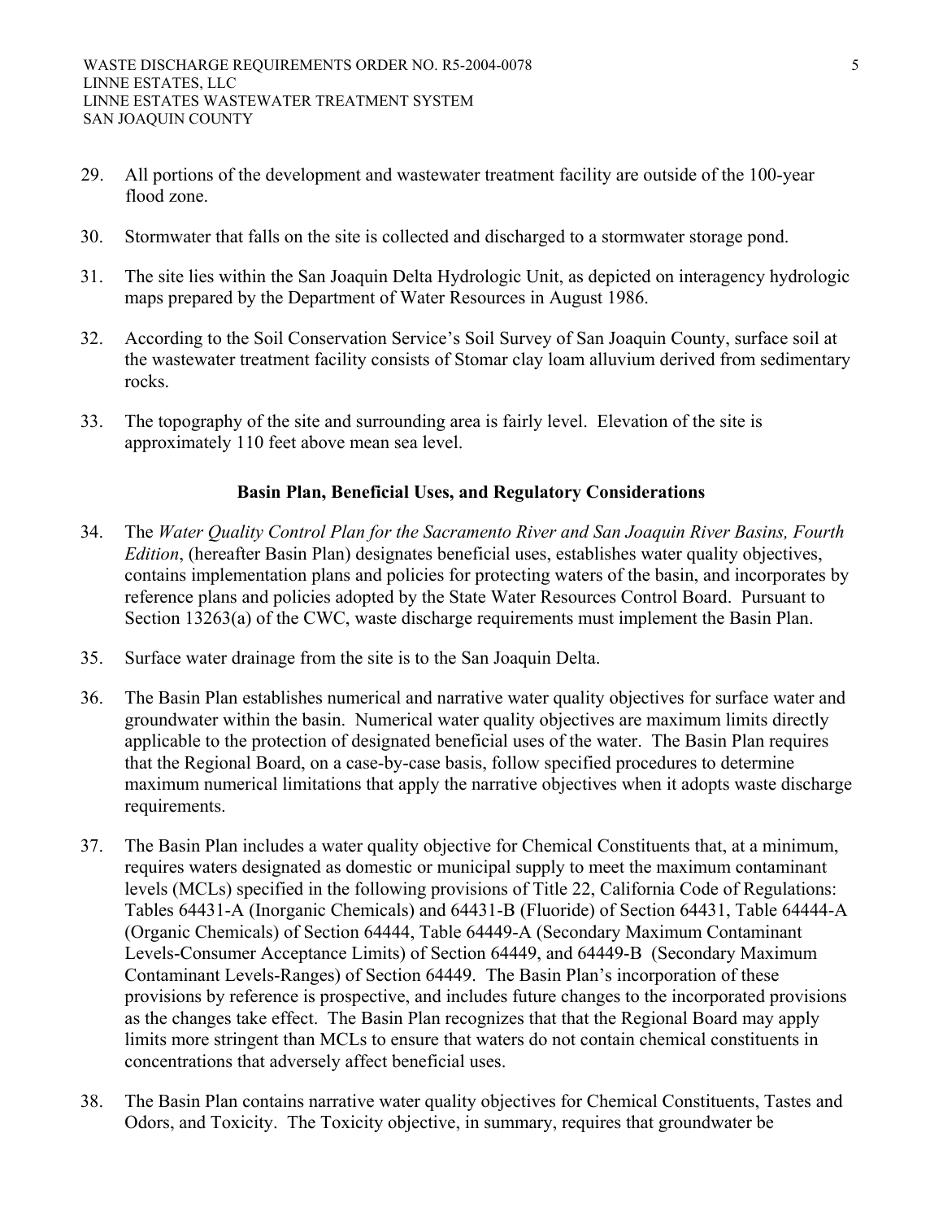29. All portions of the development and wastewater treatment facility are outside of the 100-year flood zone.

30. Stormwater that falls on the site is collected and discharged to a stormwater storage pond.

31. The site lies within the San Joaquin Delta Hydrologic Unit, as depicted on interagency hydrologic maps prepared by the Department of Water Resources in August 1986.

32. According to the Soil Conservation Service's Soil Survey of San Joaquin County, surface soil at the wastewater treatment facility consists of Stomar clay loam alluvium derived from sedimentary rocks.

33. The topography of the site and surrounding area is fairly level. Elevation of the site is approximately 110 feet above mean sea level.

## Basin Plan, Beneficial Uses, and Regulatory Considerations

34. The *Water Quality Control Plan for the Sacramento River and San Joaquin River Basins, Fourth Edition*, (hereafter Basin Plan) designates beneficial uses, establishes water quality objectives, contains implementation plans and policies for protecting waters of the basin, and incorporates by reference plans and policies adopted by the State Water Resources Control Board. Pursuant to Section 13263(a) of the CWC, waste discharge requirements must implement the Basin Plan.

35. Surface water drainage from the site is to the San Joaquin Delta.

36. The Basin Plan establishes numerical and narrative water quality objectives for surface water and groundwater within the basin. Numerical water quality objectives are maximum limits directly applicable to the protection of designated beneficial uses of the water. The Basin Plan requires that the Regional Board, on a case-by-case basis, follow specified procedures to determine maximum numerical limitations that apply the narrative objectives when it adopts waste discharge requirements.

37. The Basin Plan includes a water quality objective for Chemical Constituents that, at a minimum, requires waters designated as domestic or municipal supply to meet the maximum contaminant levels (MCLs) specified in the following provisions of Title 22, California Code of Regulations: Tables 64431-A (Inorganic Chemicals) and 64431-B (Fluoride) of Section 64431, Table 64444-A (Organic Chemicals) of Section 64444, Table 64449-A (Secondary Maximum Contaminant Levels-Consumer Acceptance Limits) of Section 64449, and 64449-B (Secondary Maximum Contaminant Levels-Ranges) of Section 64449. The Basin Plan's incorporation of these provisions by reference is prospective, and includes future changes to the incorporated provisions as the changes take effect. The Basin Plan recognizes that that the Regional Board may apply limits more stringent than MCLs to ensure that waters do not contain chemical constituents in concentrations that adversely affect beneficial uses.

38. The Basin Plan contains narrative water quality objectives for Chemical Constituents, Tastes and Odors, and Toxicity. The Toxicity objective, in summary, requires that groundwater be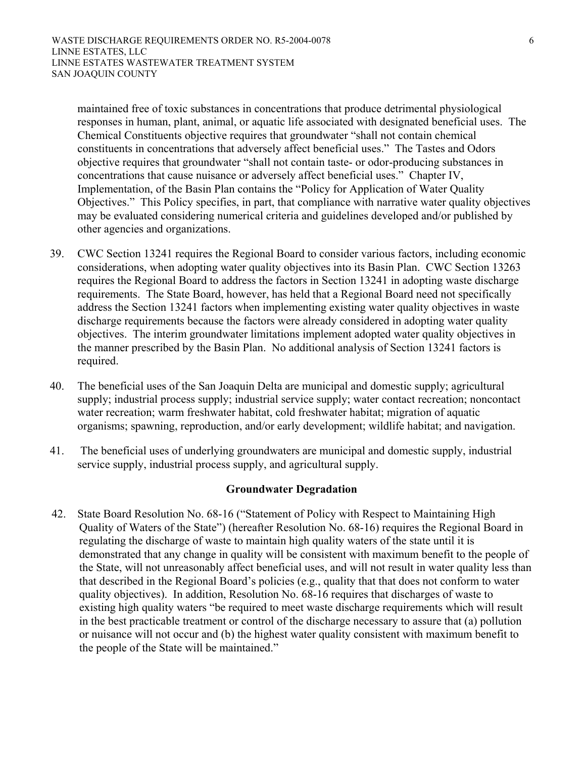maintained free of toxic substances in concentrations that produce detrimental physiological responses in human, plant, animal, or aquatic life associated with designated beneficial uses. The Chemical Constituents objective requires that groundwater "shall not contain chemical constituents in concentrations that adversely affect beneficial uses." The Tastes and Odors objective requires that groundwater "shall not contain taste- or odor-producing substances in concentrations that cause nuisance or adversely affect beneficial uses." Chapter IV, Implementation, of the Basin Plan contains the "Policy for Application of Water Quality Objectives." This Policy specifies, in part, that compliance with narrative water quality objectives may be evaluated considering numerical criteria and guidelines developed and/or published by other agencies and organizations.

39. CWC Section 13241 requires the Regional Board to consider various factors, including economic considerations, when adopting water quality objectives into its Basin Plan. CWC Section 13263 requires the Regional Board to address the factors in Section 13241 in adopting waste discharge requirements. The State Board, however, has held that a Regional Board need not specifically address the Section 13241 factors when implementing existing water quality objectives in waste discharge requirements because the factors were already considered in adopting water quality objectives. The interim groundwater limitations implement adopted water quality objectives in the manner prescribed by the Basin Plan. No additional analysis of Section 13241 factors is required.

40. The beneficial uses of the San Joaquin Delta are municipal and domestic supply; agricultural supply; industrial process supply; industrial service supply; water contact recreation; noncontact water recreation; warm freshwater habitat, cold freshwater habitat; migration of aquatic organisms; spawning, reproduction, and/or early development; wildlife habitat; and navigation.

41. The beneficial uses of underlying groundwaters are municipal and domestic supply, industrial service supply, industrial process supply, and agricultural supply.

## Groundwater Degradation

42. State Board Resolution No. 68-16 ("Statement of Policy with Respect to Maintaining High Quality of Waters of the State") (hereafter Resolution No. 68-16) requires the Regional Board in regulating the discharge of waste to maintain high quality waters of the state until it is demonstrated that any change in quality will be consistent with maximum benefit to the people of the State, will not unreasonably affect beneficial uses, and will not result in water quality less than that described in the Regional Board's policies (e.g., quality that that does not conform to water quality objectives). In addition, Resolution No. 68-16 requires that discharges of waste to existing high quality waters "be required to meet waste discharge requirements which will result in the best practicable treatment or control of the discharge necessary to assure that (a) pollution or nuisance will not occur and (b) the highest water quality consistent with maximum benefit to the people of the State will be maintained."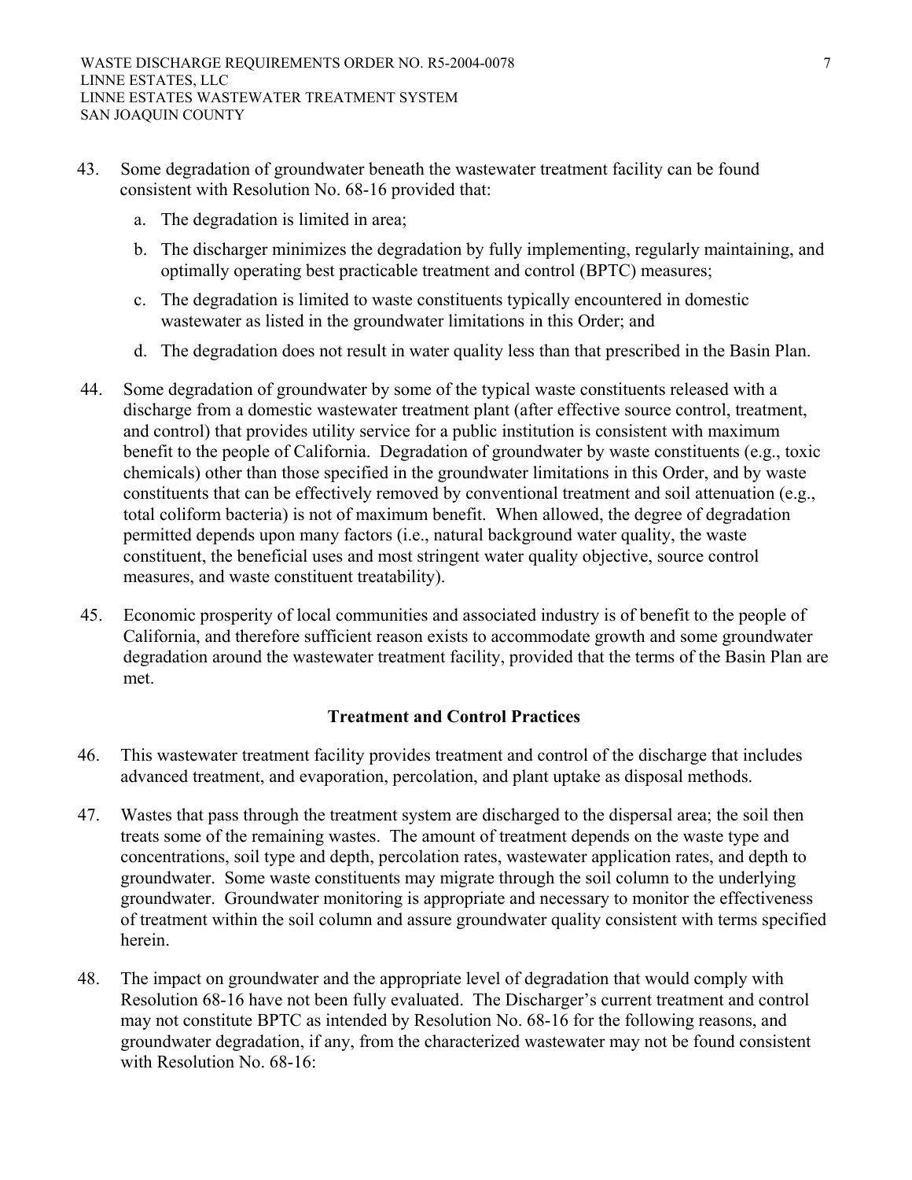43. Some degradation of groundwater beneath the wastewater treatment facility can be found consistent with Resolution No. 68-16 provided that:

    a. The degradation is limited in area;

    b. The discharger minimizes the degradation by fully implementing, regularly maintaining, and optimally operating best practicable treatment and control (BPTC) measures;

    c. The degradation is limited to waste constituents typically encountered in domestic wastewater as listed in the groundwater limitations in this Order; and

    d. The degradation does not result in water quality less than that prescribed in the Basin Plan.

44. Some degradation of groundwater by some of the typical waste constituents released with a discharge from a domestic wastewater treatment plant (after effective source control, treatment, and control) that provides utility service for a public institution is consistent with maximum benefit to the people of California. Degradation of groundwater by waste constituents (e.g., toxic chemicals) other than those specified in the groundwater limitations in this Order, and by waste constituents that can be effectively removed by conventional treatment and soil attenuation (e.g., total coliform bacteria) is not of maximum benefit. When allowed, the degree of degradation permitted depends upon many factors (i.e., natural background water quality, the waste constituent, the beneficial uses and most stringent water quality objective, source control measures, and waste constituent treatability).

45. Economic prosperity of local communities and associated industry is of benefit to the people of California, and therefore sufficient reason exists to accommodate growth and some groundwater degradation around the wastewater treatment facility, provided that the terms of the Basin Plan are met.

## Treatment and Control Practices

46. This wastewater treatment facility provides treatment and control of the discharge that includes advanced treatment, and evaporation, percolation, and plant uptake as disposal methods.

47. Wastes that pass through the treatment system are discharged to the dispersal area; the soil then treats some of the remaining wastes. The amount of treatment depends on the waste type and concentrations, soil type and depth, percolation rates, wastewater application rates, and depth to groundwater. Some waste constituents may migrate through the soil column to the underlying groundwater. Groundwater monitoring is appropriate and necessary to monitor the effectiveness of treatment within the soil column and assure groundwater quality consistent with terms specified herein.

48. The impact on groundwater and the appropriate level of degradation that would comply with Resolution 68-16 have not been fully evaluated. The Discharger's current treatment and control may not constitute BPTC as intended by Resolution No. 68-16 for the following reasons, and groundwater degradation, if any, from the characterized wastewater may not be found consistent with Resolution No. 68-16: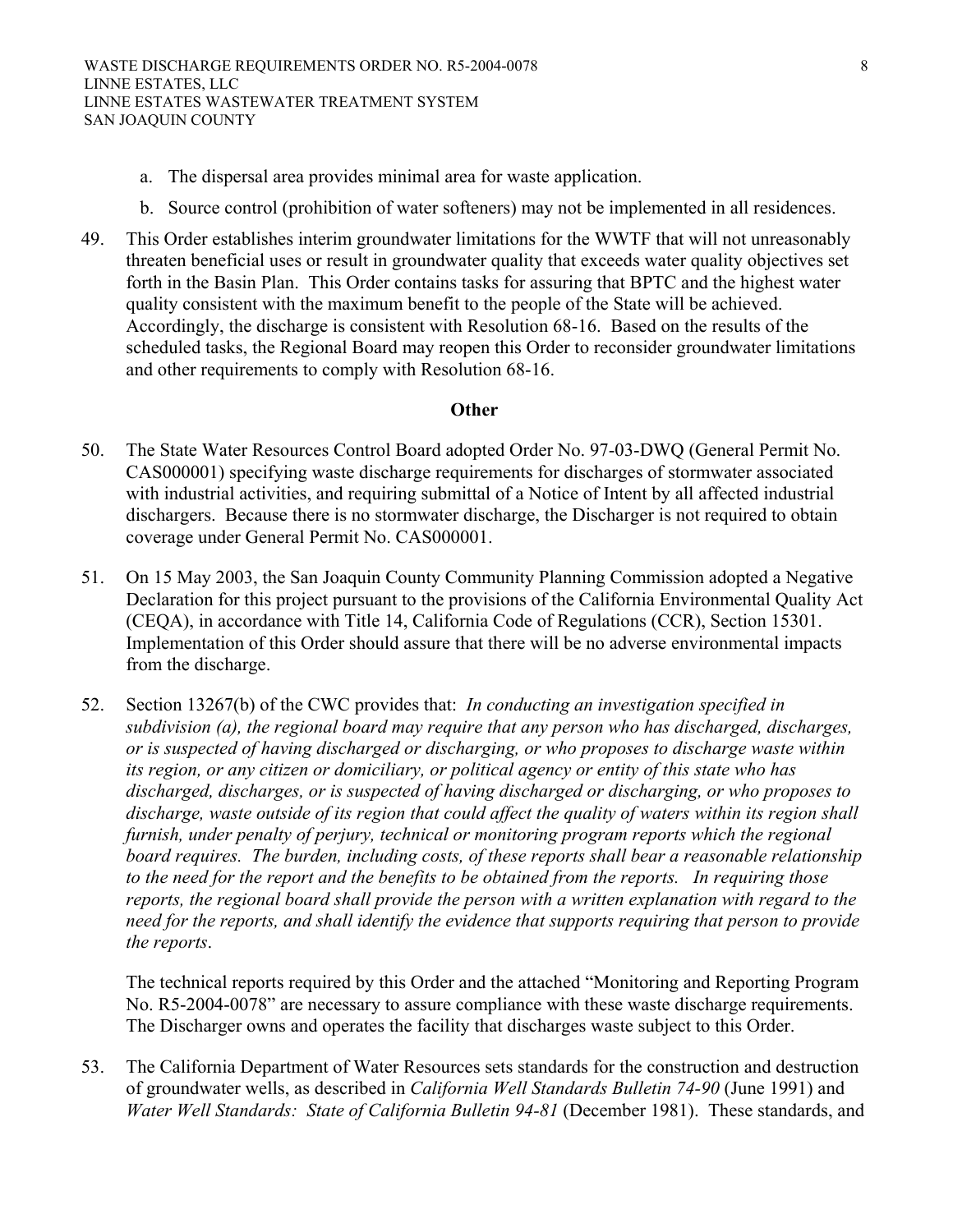a. The dispersal area provides minimal area for waste application.

b. Source control (prohibition of water softeners) may not be implemented in all residences.

49. This Order establishes interim groundwater limitations for the WWTF that will not unreasonably threaten beneficial uses or result in groundwater quality that exceeds water quality objectives set forth in the Basin Plan. This Order contains tasks for assuring that BPTC and the highest water quality consistent with the maximum benefit to the people of the State will be achieved. Accordingly, the discharge is consistent with Resolution 68-16. Based on the results of the scheduled tasks, the Regional Board may reopen this Order to reconsider groundwater limitations and other requirements to comply with Resolution 68-16.

**Other**

50. The State Water Resources Control Board adopted Order No. 97-03-DWQ (General Permit No. CAS000001) specifying waste discharge requirements for discharges of stormwater associated with industrial activities, and requiring submittal of a Notice of Intent by all affected industrial dischargers. Because there is no stormwater discharge, the Discharger is not required to obtain coverage under General Permit No. CAS000001.

51. On 15 May 2003, the San Joaquin County Community Planning Commission adopted a Negative Declaration for this project pursuant to the provisions of the California Environmental Quality Act (CEQA), in accordance with Title 14, California Code of Regulations (CCR), Section 15301. Implementation of this Order should assure that there will be no adverse environmental impacts from the discharge.

52. Section 13267(b) of the CWC provides that: *In conducting an investigation specified in subdivision (a), the regional board may require that any person who has discharged, discharges, or is suspected of having discharged or discharging, or who proposes to discharge waste within its region, or any citizen or domiciliary, or political agency or entity of this state who has discharged, discharges, or is suspected of having discharged or discharging, or who proposes to discharge, waste outside of its region that could affect the quality of waters within its region shall furnish, under penalty of perjury, technical or monitoring program reports which the regional board requires. The burden, including costs, of these reports shall bear a reasonable relationship to the need for the report and the benefits to be obtained from the reports. In requiring those reports, the regional board shall provide the person with a written explanation with regard to the need for the reports, and shall identify the evidence that supports requiring that person to provide the reports*.

    The technical reports required by this Order and the attached "Monitoring and Reporting Program No. R5-2004-0078" are necessary to assure compliance with these waste discharge requirements. The Discharger owns and operates the facility that discharges waste subject to this Order.

53. The California Department of Water Resources sets standards for the construction and destruction of groundwater wells, as described in *California Well Standards Bulletin 74-90* (June 1991) and *Water Well Standards: State of California Bulletin 94-81* (December 1981). These standards, and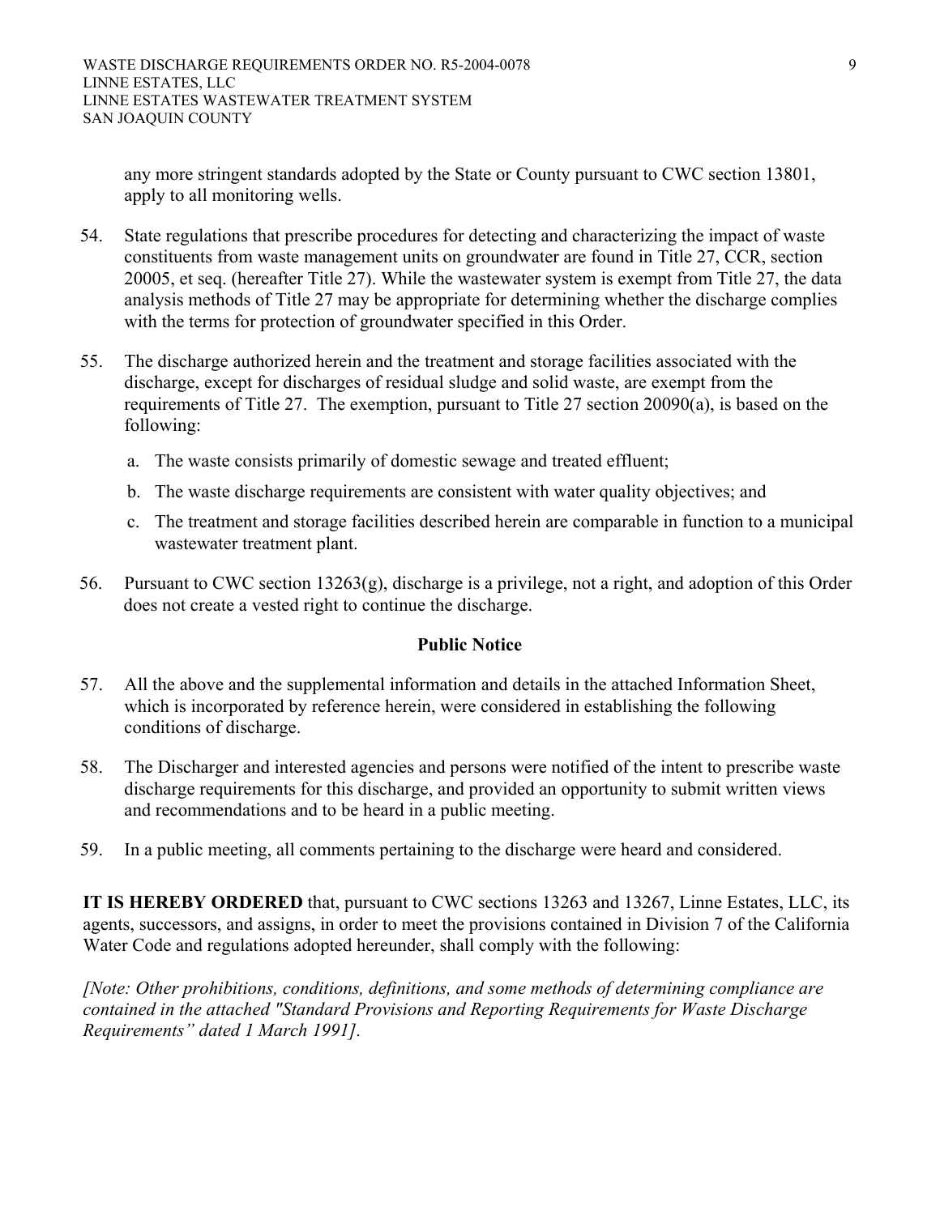any more stringent standards adopted by the State or County pursuant to CWC section 13801, apply to all monitoring wells.

54. State regulations that prescribe procedures for detecting and characterizing the impact of waste constituents from waste management units on groundwater are found in Title 27, CCR, section 20005, et seq. (hereafter Title 27). While the wastewater system is exempt from Title 27, the data analysis methods of Title 27 may be appropriate for determining whether the discharge complies with the terms for protection of groundwater specified in this Order.

55. The discharge authorized herein and the treatment and storage facilities associated with the discharge, except for discharges of residual sludge and solid waste, are exempt from the requirements of Title 27. The exemption, pursuant to Title 27 section 20090(a), is based on the following:

    a. The waste consists primarily of domestic sewage and treated effluent;

    b. The waste discharge requirements are consistent with water quality objectives; and

    c. The treatment and storage facilities described herein are comparable in function to a municipal wastewater treatment plant.

56. Pursuant to CWC section 13263(g), discharge is a privilege, not a right, and adoption of this Order does not create a vested right to continue the discharge.

**Public Notice**

57. All the above and the supplemental information and details in the attached Information Sheet, which is incorporated by reference herein, were considered in establishing the following conditions of discharge.

58. The Discharger and interested agencies and persons were notified of the intent to prescribe waste discharge requirements for this discharge, and provided an opportunity to submit written views and recommendations and to be heard in a public meeting.

59. In a public meeting, all comments pertaining to the discharge were heard and considered.

**IT IS HEREBY ORDERED** that, pursuant to CWC sections 13263 and 13267, Linne Estates, LLC, its agents, successors, and assigns, in order to meet the provisions contained in Division 7 of the California Water Code and regulations adopted hereunder, shall comply with the following:

*[Note: Other prohibitions, conditions, definitions, and some methods of determining compliance are contained in the attached "Standard Provisions and Reporting Requirements for Waste Discharge Requirements" dated 1 March 1991].*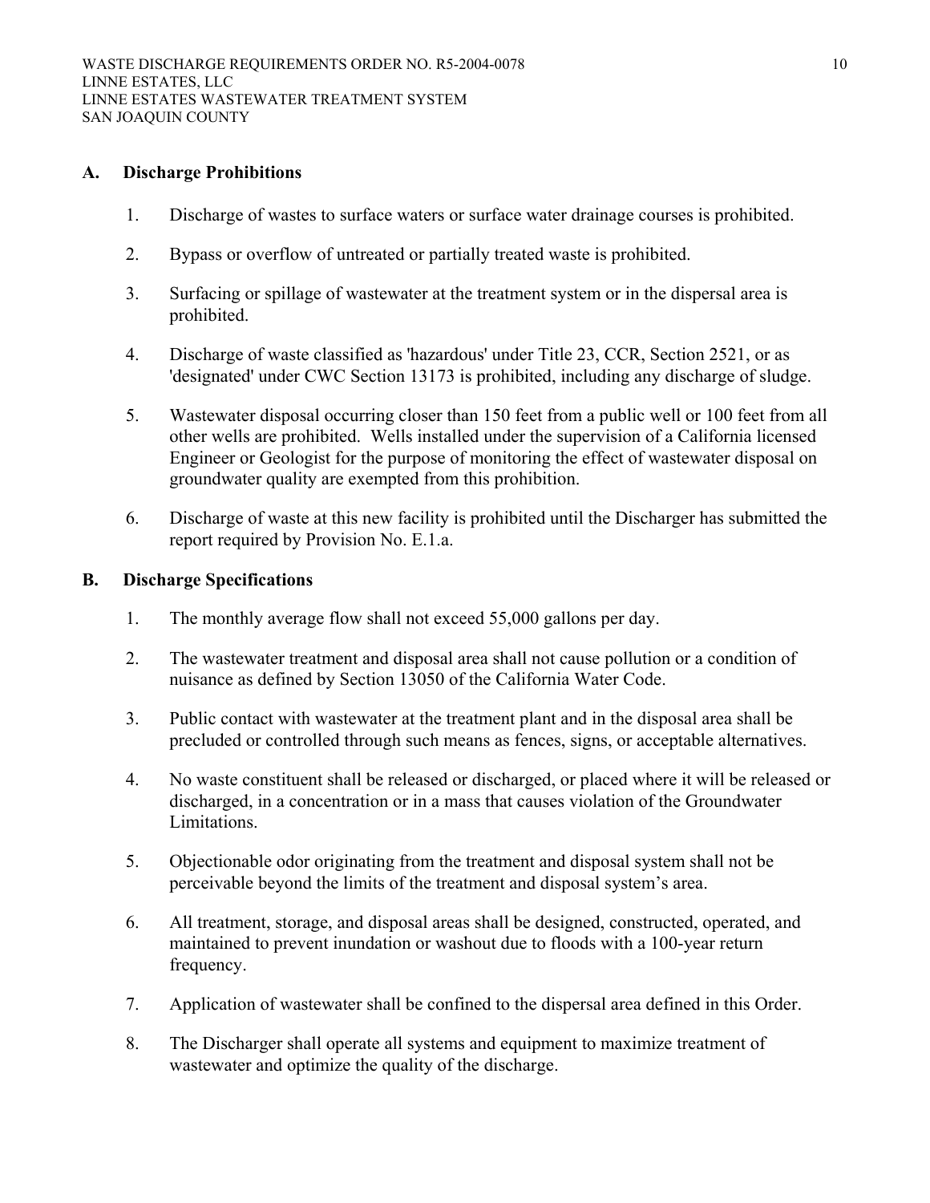## A. Discharge Prohibitions

1. Discharge of wastes to surface waters or surface water drainage courses is prohibited.

2. Bypass or overflow of untreated or partially treated waste is prohibited.

3. Surfacing or spillage of wastewater at the treatment system or in the dispersal area is prohibited.

4. Discharge of waste classified as 'hazardous' under Title 23, CCR, Section 2521, or as 'designated' under CWC Section 13173 is prohibited, including any discharge of sludge.

5. Wastewater disposal occurring closer than 150 feet from a public well or 100 feet from all other wells are prohibited. Wells installed under the supervision of a California licensed Engineer or Geologist for the purpose of monitoring the effect of wastewater disposal on groundwater quality are exempted from this prohibition.

6. Discharge of waste at this new facility is prohibited until the Discharger has submitted the report required by Provision No. E.1.a.

## B. Discharge Specifications

1. The monthly average flow shall not exceed 55,000 gallons per day.

2. The wastewater treatment and disposal area shall not cause pollution or a condition of nuisance as defined by Section 13050 of the California Water Code.

3. Public contact with wastewater at the treatment plant and in the disposal area shall be precluded or controlled through such means as fences, signs, or acceptable alternatives.

4. No waste constituent shall be released or discharged, or placed where it will be released or discharged, in a concentration or in a mass that causes violation of the Groundwater Limitations.

5. Objectionable odor originating from the treatment and disposal system shall not be perceivable beyond the limits of the treatment and disposal system's area.

6. All treatment, storage, and disposal areas shall be designed, constructed, operated, and maintained to prevent inundation or washout due to floods with a 100-year return frequency.

7. Application of wastewater shall be confined to the dispersal area defined in this Order.

8. The Discharger shall operate all systems and equipment to maximize treatment of wastewater and optimize the quality of the discharge.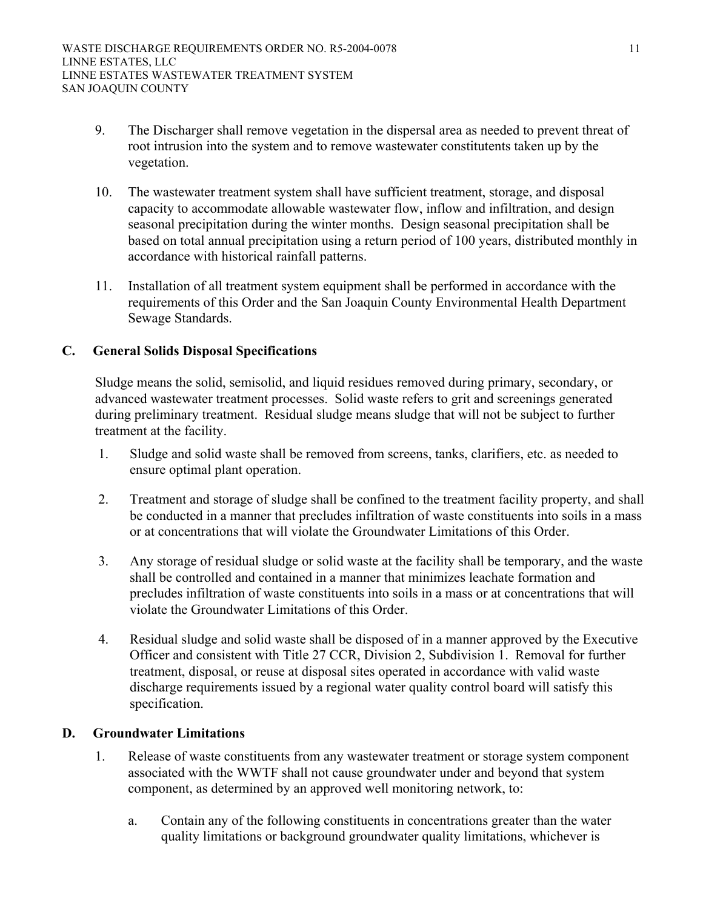9. The Discharger shall remove vegetation in the dispersal area as needed to prevent threat of root intrusion into the system and to remove wastewater constitutents taken up by the vegetation.

10. The wastewater treatment system shall have sufficient treatment, storage, and disposal capacity to accommodate allowable wastewater flow, inflow and infiltration, and design seasonal precipitation during the winter months. Design seasonal precipitation shall be based on total annual precipitation using a return period of 100 years, distributed monthly in accordance with historical rainfall patterns.

11. Installation of all treatment system equipment shall be performed in accordance with the requirements of this Order and the San Joaquin County Environmental Health Department Sewage Standards.

## C. General Solids Disposal Specifications

Sludge means the solid, semisolid, and liquid residues removed during primary, secondary, or advanced wastewater treatment processes. Solid waste refers to grit and screenings generated during preliminary treatment. Residual sludge means sludge that will not be subject to further treatment at the facility.

1. Sludge and solid waste shall be removed from screens, tanks, clarifiers, etc. as needed to ensure optimal plant operation.

2. Treatment and storage of sludge shall be confined to the treatment facility property, and shall be conducted in a manner that precludes infiltration of waste constituents into soils in a mass or at concentrations that will violate the Groundwater Limitations of this Order.

3. Any storage of residual sludge or solid waste at the facility shall be temporary, and the waste shall be controlled and contained in a manner that minimizes leachate formation and precludes infiltration of waste constituents into soils in a mass or at concentrations that will violate the Groundwater Limitations of this Order.

4. Residual sludge and solid waste shall be disposed of in a manner approved by the Executive Officer and consistent with Title 27 CCR, Division 2, Subdivision 1. Removal for further treatment, disposal, or reuse at disposal sites operated in accordance with valid waste discharge requirements issued by a regional water quality control board will satisfy this specification.

## D. Groundwater Limitations

1. Release of waste constituents from any wastewater treatment or storage system component associated with the WWTF shall not cause groundwater under and beyond that system component, as determined by an approved well monitoring network, to:

   a. Contain any of the following constituents in concentrations greater than the water quality limitations or background groundwater quality limitations, whichever is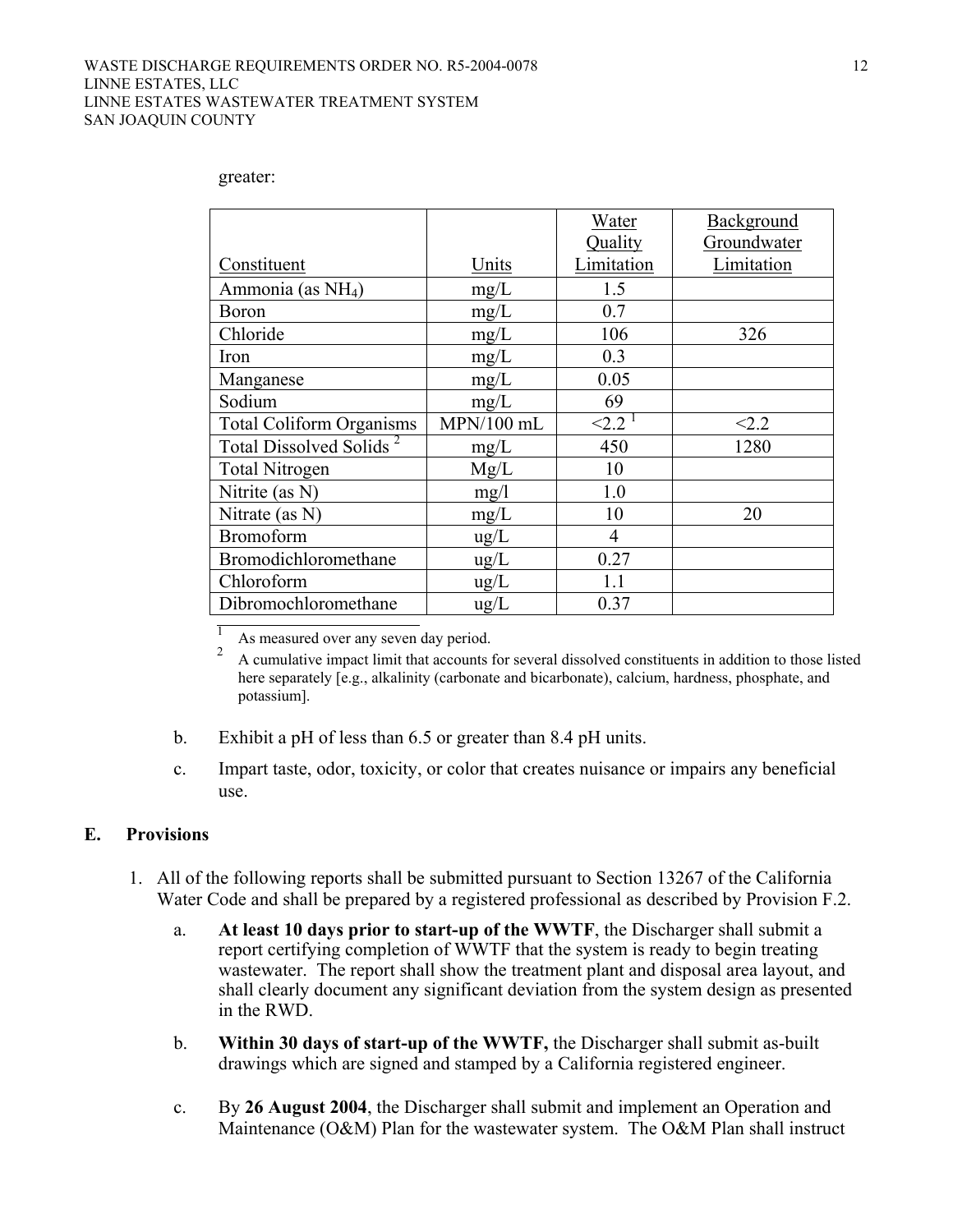greater:

| Constituent | Units | Water Quality Limitation | Background Groundwater Limitation |
|---|---|---|---|
| Ammonia (as $NH_4$) | mg/L | 1.5 | |
| Boron | mg/L | 0.7 | |
| Chloride | mg/L | 106 | 326 |
| Iron | mg/L | 0.3 | |
| Manganese | mg/L | 0.05 | |
| Sodium | mg/L | 69 | |
| Total Coliform Organisms | MPN/100 mL | <2.2 [1] | <2.2 |
| Total Dissolved Solids [2] | mg/L | 450 | 1280 |
| Total Nitrogen | Mg/L | 10 | |
| Nitrite (as N) | mg/l | 1.0 | |
| Nitrate (as N) | mg/L | 10 | 20 |
| Bromoform | ug/L | 4 | |
| Bromodichloromethane | ug/L | 0.27 | |
| Chloroform | ug/L | 1.1 | |
| Dibromochloromethane | ug/L | 0.37 | |

[1] As measured over any seven day period.

[2] A cumulative impact limit that accounts for several dissolved constituents in addition to those listed here separately [e.g., alkalinity (carbonate and bicarbonate), calcium, hardness, phosphate, and potassium].

b. Exhibit a pH of less than 6.5 or greater than 8.4 pH units.

c. Impart taste, odor, toxicity, or color that creates nuisance or impairs any beneficial use.

## E. Provisions

1. All of the following reports shall be submitted pursuant to Section 13267 of the California Water Code and shall be prepared by a registered professional as described by Provision F.2.

   a. **At least 10 days prior to start-up of the WWTF**, the Discharger shall submit a report certifying completion of WWTF that the system is ready to begin treating wastewater. The report shall show the treatment plant and disposal area layout, and shall clearly document any significant deviation from the system design as presented in the RWD.

   b. **Within 30 days of start-up of the WWTF,** the Discharger shall submit as-built drawings which are signed and stamped by a California registered engineer.

   c. By **26 August 2004**, the Discharger shall submit and implement an Operation and Maintenance (O&M) Plan for the wastewater system. The O&M Plan shall instruct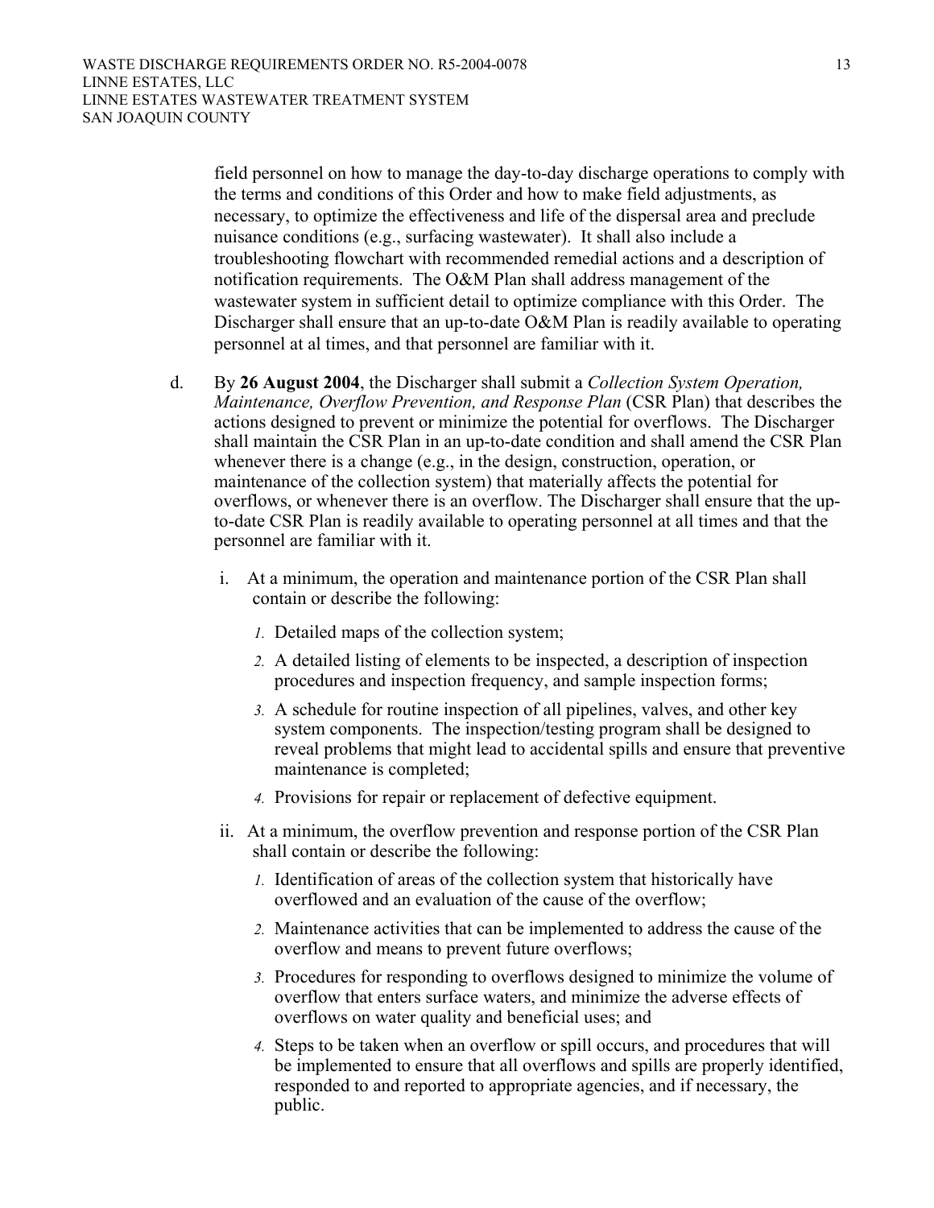field personnel on how to manage the day-to-day discharge operations to comply with the terms and conditions of this Order and how to make field adjustments, as necessary, to optimize the effectiveness and life of the dispersal area and preclude nuisance conditions (e.g., surfacing wastewater). It shall also include a troubleshooting flowchart with recommended remedial actions and a description of notification requirements. The O&M Plan shall address management of the wastewater system in sufficient detail to optimize compliance with this Order. The Discharger shall ensure that an up-to-date O&M Plan is readily available to operating personnel at al times, and that personnel are familiar with it.

d. By **26 August 2004**, the Discharger shall submit a *Collection System Operation, Maintenance, Overflow Prevention, and Response Plan* (CSR Plan) that describes the actions designed to prevent or minimize the potential for overflows. The Discharger shall maintain the CSR Plan in an up-to-date condition and shall amend the CSR Plan whenever there is a change (e.g., in the design, construction, operation, or maintenance of the collection system) that materially affects the potential for overflows, or whenever there is an overflow. The Discharger shall ensure that the up-to-date CSR Plan is readily available to operating personnel at all times and that the personnel are familiar with it.

   i. At a minimum, the operation and maintenance portion of the CSR Plan shall contain or describe the following:

      *1.* Detailed maps of the collection system;

      *2.* A detailed listing of elements to be inspected, a description of inspection procedures and inspection frequency, and sample inspection forms;

      *3.* A schedule for routine inspection of all pipelines, valves, and other key system components. The inspection/testing program shall be designed to reveal problems that might lead to accidental spills and ensure that preventive maintenance is completed;

      *4.* Provisions for repair or replacement of defective equipment.

   ii. At a minimum, the overflow prevention and response portion of the CSR Plan shall contain or describe the following:

      *1.* Identification of areas of the collection system that historically have overflowed and an evaluation of the cause of the overflow;

      *2.* Maintenance activities that can be implemented to address the cause of the overflow and means to prevent future overflows;

      *3.* Procedures for responding to overflows designed to minimize the volume of overflow that enters surface waters, and minimize the adverse effects of overflows on water quality and beneficial uses; and

      *4.* Steps to be taken when an overflow or spill occurs, and procedures that will be implemented to ensure that all overflows and spills are properly identified, responded to and reported to appropriate agencies, and if necessary, the public.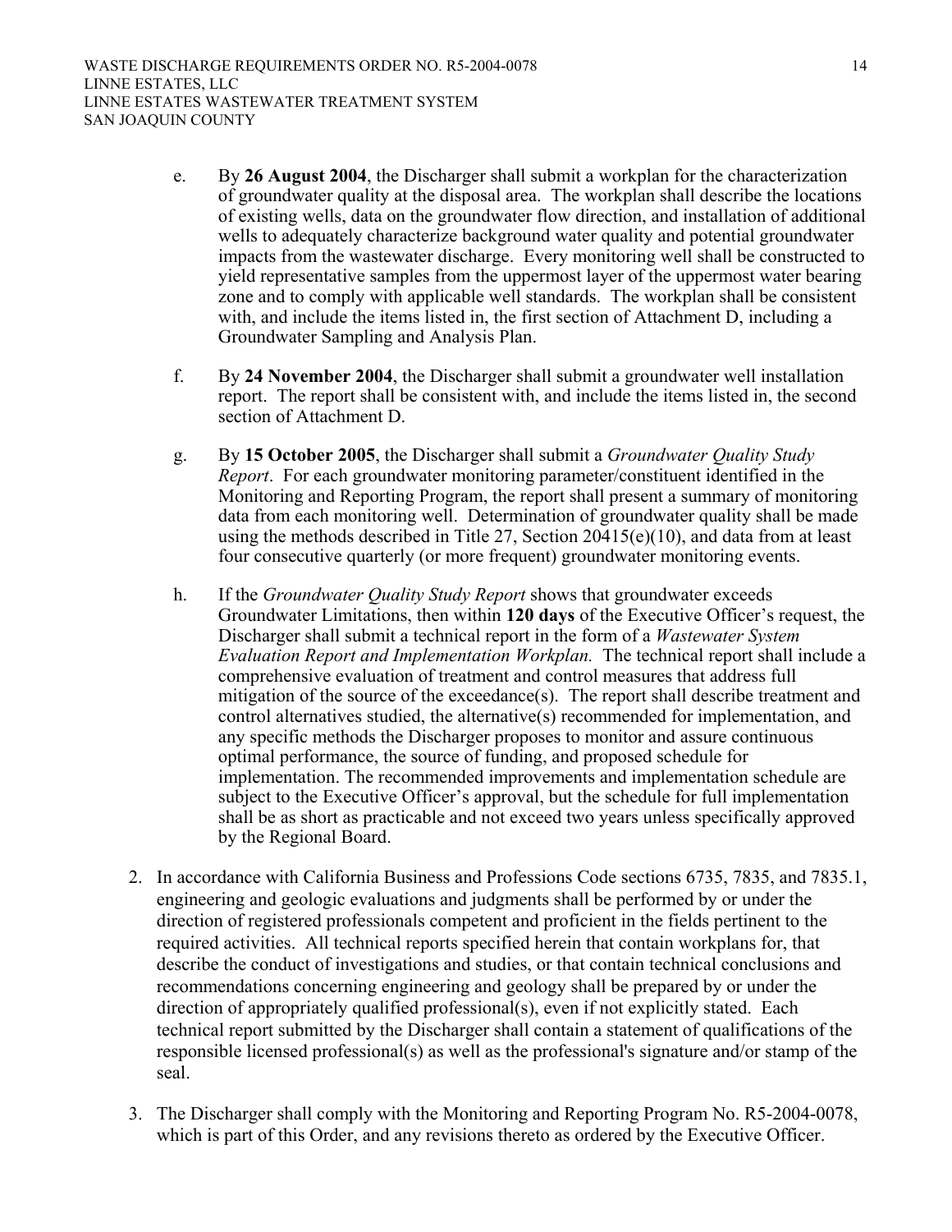e. By **26 August 2004**, the Discharger shall submit a workplan for the characterization of groundwater quality at the disposal area. The workplan shall describe the locations of existing wells, data on the groundwater flow direction, and installation of additional wells to adequately characterize background water quality and potential groundwater impacts from the wastewater discharge. Every monitoring well shall be constructed to yield representative samples from the uppermost layer of the uppermost water bearing zone and to comply with applicable well standards. The workplan shall be consistent with, and include the items listed in, the first section of Attachment D, including a Groundwater Sampling and Analysis Plan.

f. By **24 November 2004**, the Discharger shall submit a groundwater well installation report. The report shall be consistent with, and include the items listed in, the second section of Attachment D.

g. By **15 October 2005**, the Discharger shall submit a *Groundwater Quality Study Report*. For each groundwater monitoring parameter/constituent identified in the Monitoring and Reporting Program, the report shall present a summary of monitoring data from each monitoring well. Determination of groundwater quality shall be made using the methods described in Title 27, Section 20415(e)(10), and data from at least four consecutive quarterly (or more frequent) groundwater monitoring events.

h. If the *Groundwater Quality Study Report* shows that groundwater exceeds Groundwater Limitations, then within **120 days** of the Executive Officer's request, the Discharger shall submit a technical report in the form of a *Wastewater System Evaluation Report and Implementation Workplan.* The technical report shall include a comprehensive evaluation of treatment and control measures that address full mitigation of the source of the exceedance(s). The report shall describe treatment and control alternatives studied, the alternative(s) recommended for implementation, and any specific methods the Discharger proposes to monitor and assure continuous optimal performance, the source of funding, and proposed schedule for implementation. The recommended improvements and implementation schedule are subject to the Executive Officer's approval, but the schedule for full implementation shall be as short as practicable and not exceed two years unless specifically approved by the Regional Board.

2. In accordance with California Business and Professions Code sections 6735, 7835, and 7835.1, engineering and geologic evaluations and judgments shall be performed by or under the direction of registered professionals competent and proficient in the fields pertinent to the required activities. All technical reports specified herein that contain workplans for, that describe the conduct of investigations and studies, or that contain technical conclusions and recommendations concerning engineering and geology shall be prepared by or under the direction of appropriately qualified professional(s), even if not explicitly stated. Each technical report submitted by the Discharger shall contain a statement of qualifications of the responsible licensed professional(s) as well as the professional's signature and/or stamp of the seal.

3. The Discharger shall comply with the Monitoring and Reporting Program No. R5-2004-0078, which is part of this Order, and any revisions thereto as ordered by the Executive Officer.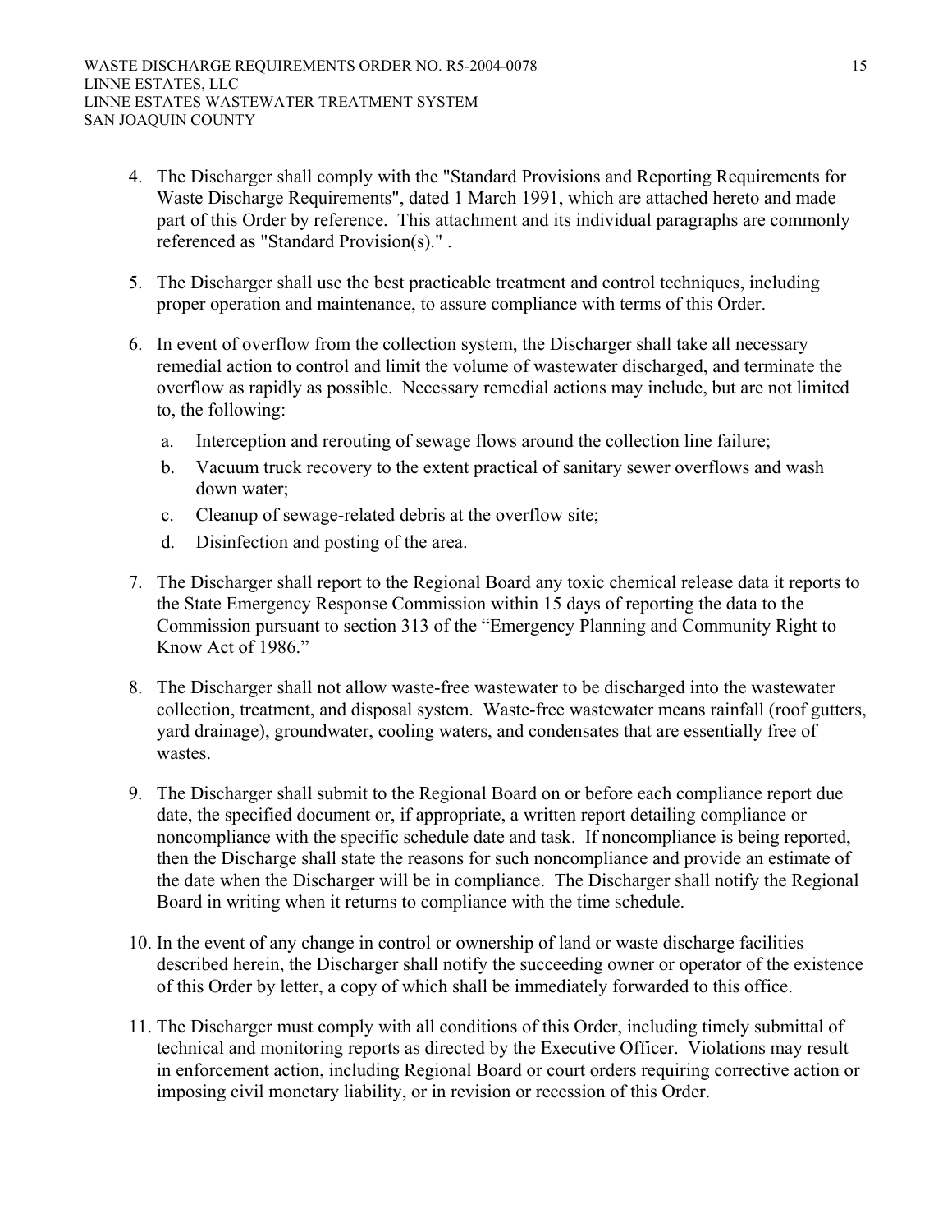4. The Discharger shall comply with the "Standard Provisions and Reporting Requirements for Waste Discharge Requirements", dated 1 March 1991, which are attached hereto and made part of this Order by reference. This attachment and its individual paragraphs are commonly referenced as "Standard Provision(s)." .

5. The Discharger shall use the best practicable treatment and control techniques, including proper operation and maintenance, to assure compliance with terms of this Order.

6. In event of overflow from the collection system, the Discharger shall take all necessary remedial action to control and limit the volume of wastewater discharged, and terminate the overflow as rapidly as possible. Necessary remedial actions may include, but are not limited to, the following:

   a. Interception and rerouting of sewage flows around the collection line failure;

   b. Vacuum truck recovery to the extent practical of sanitary sewer overflows and wash down water;

   c. Cleanup of sewage-related debris at the overflow site;

   d. Disinfection and posting of the area.

7. The Discharger shall report to the Regional Board any toxic chemical release data it reports to the State Emergency Response Commission within 15 days of reporting the data to the Commission pursuant to section 313 of the "Emergency Planning and Community Right to Know Act of 1986."

8. The Discharger shall not allow waste-free wastewater to be discharged into the wastewater collection, treatment, and disposal system. Waste-free wastewater means rainfall (roof gutters, yard drainage), groundwater, cooling waters, and condensates that are essentially free of wastes.

9. The Discharger shall submit to the Regional Board on or before each compliance report due date, the specified document or, if appropriate, a written report detailing compliance or noncompliance with the specific schedule date and task. If noncompliance is being reported, then the Discharge shall state the reasons for such noncompliance and provide an estimate of the date when the Discharger will be in compliance. The Discharger shall notify the Regional Board in writing when it returns to compliance with the time schedule.

10. In the event of any change in control or ownership of land or waste discharge facilities described herein, the Discharger shall notify the succeeding owner or operator of the existence of this Order by letter, a copy of which shall be immediately forwarded to this office.

11. The Discharger must comply with all conditions of this Order, including timely submittal of technical and monitoring reports as directed by the Executive Officer. Violations may result in enforcement action, including Regional Board or court orders requiring corrective action or imposing civil monetary liability, or in revision or recession of this Order.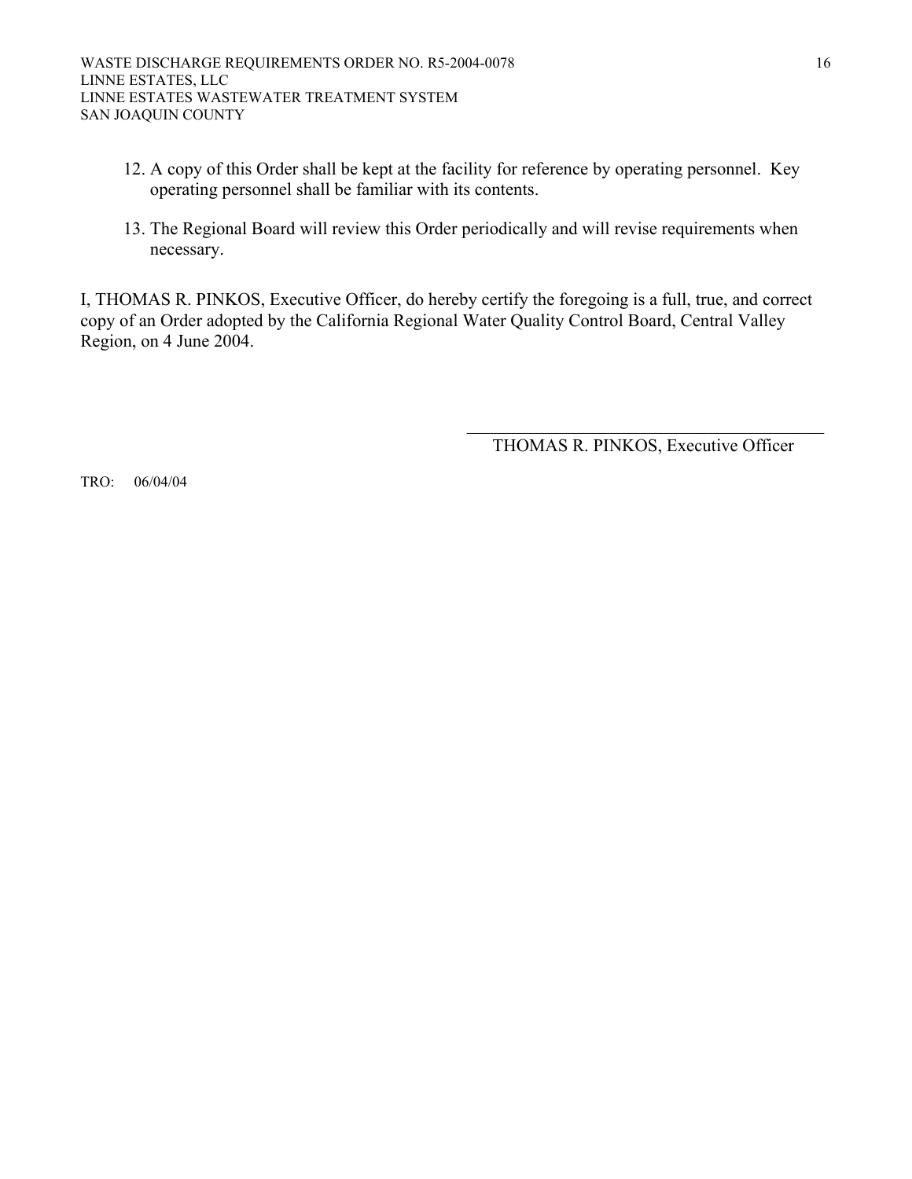12. A copy of this Order shall be kept at the facility for reference by operating personnel. Key operating personnel shall be familiar with its contents.

13. The Regional Board will review this Order periodically and will revise requirements when necessary.

I, THOMAS R. PINKOS, Executive Officer, do hereby certify the foregoing is a full, true, and correct copy of an Order adopted by the California Regional Water Quality Control Board, Central Valley Region, on 4 June 2004.

\_\_\_\_\_\_\_\_\_\_\_\_\_\_\_\_\_\_\_\_\_\_\_\_\_\_\_\_\_\_\_\_\_\_\_\_\_\_\_\_

THOMAS R. PINKOS, Executive Officer

TRO: 06/04/04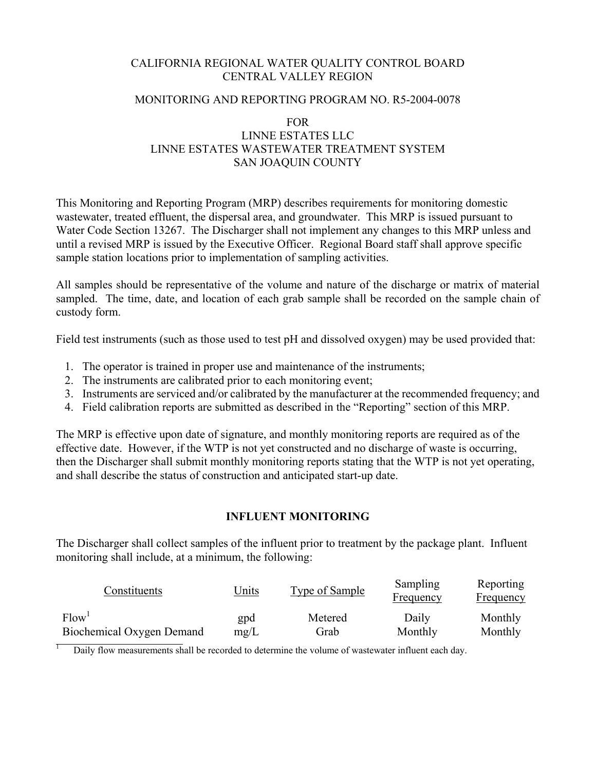CALIFORNIA REGIONAL WATER QUALITY CONTROL BOARD
CENTRAL VALLEY REGION

MONITORING AND REPORTING PROGRAM NO. R5-2004-0078

FOR
LINNE ESTATES LLC
LINNE ESTATES WASTEWATER TREATMENT SYSTEM
SAN JOAQUIN COUNTY

This Monitoring and Reporting Program (MRP) describes requirements for monitoring domestic wastewater, treated effluent, the dispersal area, and groundwater. This MRP is issued pursuant to Water Code Section 13267. The Discharger shall not implement any changes to this MRP unless and until a revised MRP is issued by the Executive Officer. Regional Board staff shall approve specific sample station locations prior to implementation of sampling activities.

All samples should be representative of the volume and nature of the discharge or matrix of material sampled. The time, date, and location of each grab sample shall be recorded on the sample chain of custody form.

Field test instruments (such as those used to test pH and dissolved oxygen) may be used provided that:

1. The operator is trained in proper use and maintenance of the instruments;
2. The instruments are calibrated prior to each monitoring event;
3. Instruments are serviced and/or calibrated by the manufacturer at the recommended frequency; and
4. Field calibration reports are submitted as described in the "Reporting" section of this MRP.

The MRP is effective upon date of signature, and monthly monitoring reports are required as of the effective date. However, if the WTP is not yet constructed and no discharge of waste is occurring, then the Discharger shall submit monthly monitoring reports stating that the WTP is not yet operating, and shall describe the status of construction and anticipated start-up date.

## INFLUENT MONITORING

The Discharger shall collect samples of the influent prior to treatment by the package plant. Influent monitoring shall include, at a minimum, the following:

| Constituents | Units | Type of Sample | Sampling Frequency | Reporting Frequency |
|---|---|---|---|---|
| Flow[1] | gpd | Metered | Daily | Monthly |
| Biochemical Oxygen Demand | mg/L | Grab | Monthly | Monthly |

[1] Daily flow measurements shall be recorded to determine the volume of wastewater influent each day.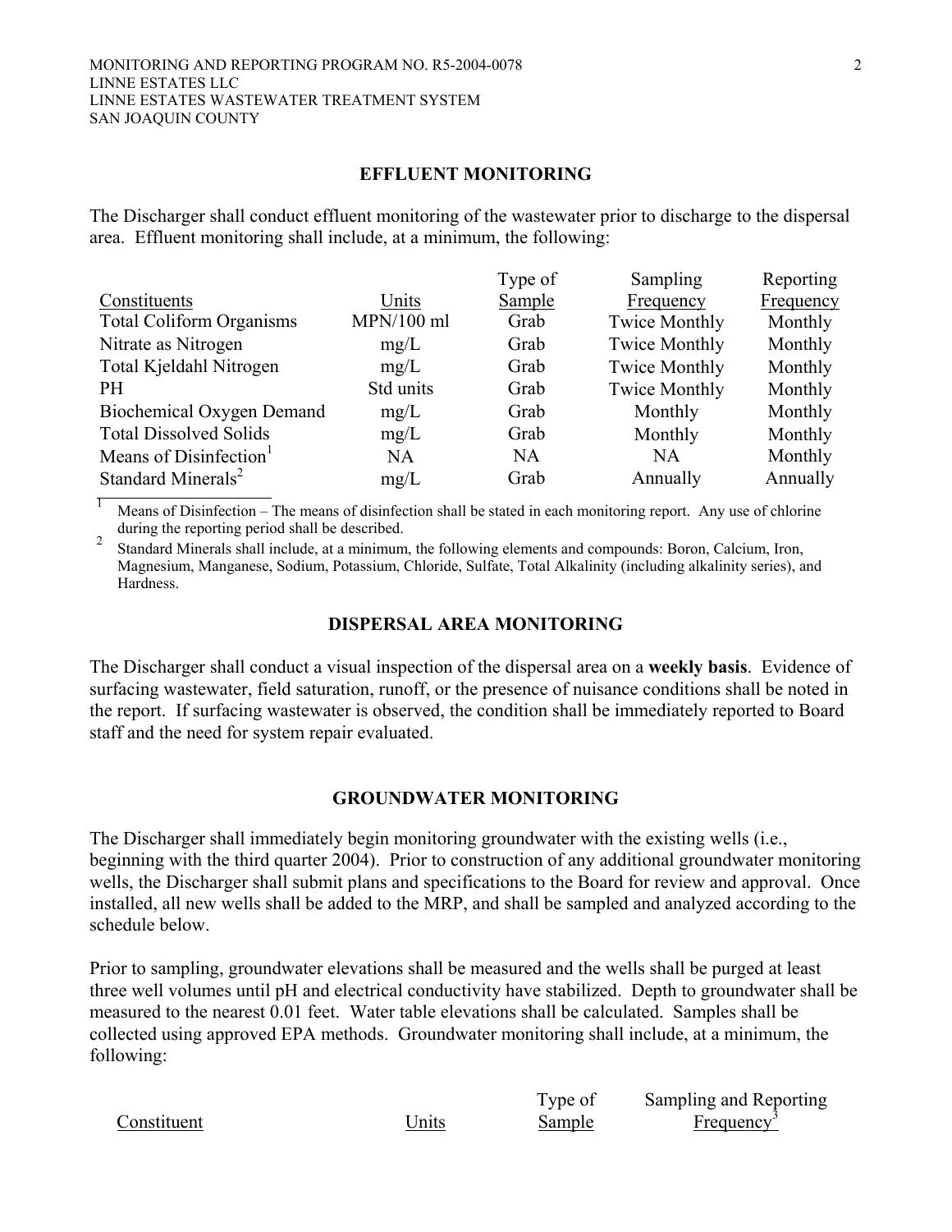## EFFLUENT MONITORING

The Discharger shall conduct effluent monitoring of the wastewater prior to discharge to the dispersal area. Effluent monitoring shall include, at a minimum, the following:

| Constituents | Units | Type of Sample | Sampling Frequency | Reporting Frequency |
|---|---|---|---|---|
| Total Coliform Organisms | MPN/100 ml | Grab | Twice Monthly | Monthly |
| Nitrate as Nitrogen | mg/L | Grab | Twice Monthly | Monthly |
| Total Kjeldahl Nitrogen | mg/L | Grab | Twice Monthly | Monthly |
| PH | Std units | Grab | Twice Monthly | Monthly |
| Biochemical Oxygen Demand | mg/L | Grab | Monthly | Monthly |
| Total Dissolved Solids | mg/L | Grab | Monthly | Monthly |
| Means of Disinfection[1] | NA | NA | NA | Monthly |
| Standard Minerals[2] | mg/L | Grab | Annually | Annually |

[1] Means of Disinfection – The means of disinfection shall be stated in each monitoring report. Any use of chlorine during the reporting period shall be described.

[2] Standard Minerals shall include, at a minimum, the following elements and compounds: Boron, Calcium, Iron, Magnesium, Manganese, Sodium, Potassium, Chloride, Sulfate, Total Alkalinity (including alkalinity series), and Hardness.

## DISPERSAL AREA MONITORING

The Discharger shall conduct a visual inspection of the dispersal area on a **weekly basis**. Evidence of surfacing wastewater, field saturation, runoff, or the presence of nuisance conditions shall be noted in the report. If surfacing wastewater is observed, the condition shall be immediately reported to Board staff and the need for system repair evaluated.

## GROUNDWATER MONITORING

The Discharger shall immediately begin monitoring groundwater with the existing wells (i.e., beginning with the third quarter 2004). Prior to construction of any additional groundwater monitoring wells, the Discharger shall submit plans and specifications to the Board for review and approval. Once installed, all new wells shall be added to the MRP, and shall be sampled and analyzed according to the schedule below.

Prior to sampling, groundwater elevations shall be measured and the wells shall be purged at least three well volumes until pH and electrical conductivity have stabilized. Depth to groundwater shall be measured to the nearest 0.01 feet. Water table elevations shall be calculated. Samples shall be collected using approved EPA methods. Groundwater monitoring shall include, at a minimum, the following:

| Constituent | Units | Type of Sample | Sampling and Reporting Frequency[3] |
|---|---|---|---|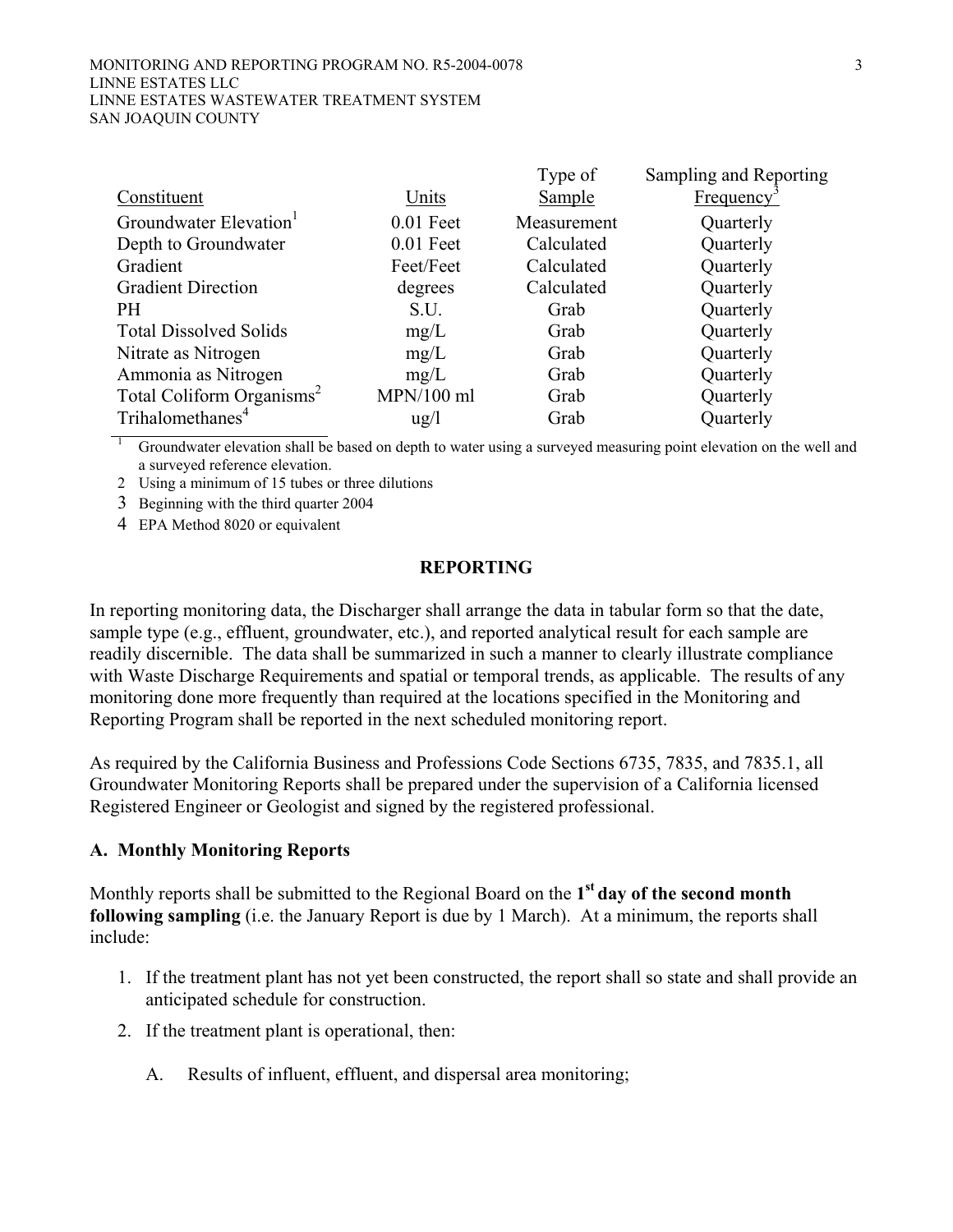| Constituent | Units | Type of Sample | Sampling and Reporting Frequency[3] |
|---|---|---|---|
| Groundwater Elevation[1] | 0.01 Feet | Measurement | Quarterly |
| Depth to Groundwater | 0.01 Feet | Calculated | Quarterly |
| Gradient | Feet/Feet | Calculated | Quarterly |
| Gradient Direction | degrees | Calculated | Quarterly |
| PH | S.U. | Grab | Quarterly |
| Total Dissolved Solids | mg/L | Grab | Quarterly |
| Nitrate as Nitrogen | mg/L | Grab | Quarterly |
| Ammonia as Nitrogen | mg/L | Grab | Quarterly |
| Total Coliform Organisms[2] | MPN/100 ml | Grab | Quarterly |
| Trihalomethanes[4] | ug/l | Grab | Quarterly |

1 Groundwater elevation shall be based on depth to water using a surveyed measuring point elevation on the well and a surveyed reference elevation.

2 Using a minimum of 15 tubes or three dilutions

3 Beginning with the third quarter 2004

4 EPA Method 8020 or equivalent

## REPORTING

In reporting monitoring data, the Discharger shall arrange the data in tabular form so that the date, sample type (e.g., effluent, groundwater, etc.), and reported analytical result for each sample are readily discernible. The data shall be summarized in such a manner to clearly illustrate compliance with Waste Discharge Requirements and spatial or temporal trends, as applicable. The results of any monitoring done more frequently than required at the locations specified in the Monitoring and Reporting Program shall be reported in the next scheduled monitoring report.

As required by the California Business and Professions Code Sections 6735, 7835, and 7835.1, all Groundwater Monitoring Reports shall be prepared under the supervision of a California licensed Registered Engineer or Geologist and signed by the registered professional.

### A. Monthly Monitoring Reports

Monthly reports shall be submitted to the Regional Board on the **1st day of the second month following sampling** (i.e. the January Report is due by 1 March). At a minimum, the reports shall include:

1. If the treatment plant has not yet been constructed, the report shall so state and shall provide an anticipated schedule for construction.
2. If the treatment plant is operational, then:

    A. Results of influent, effluent, and dispersal area monitoring;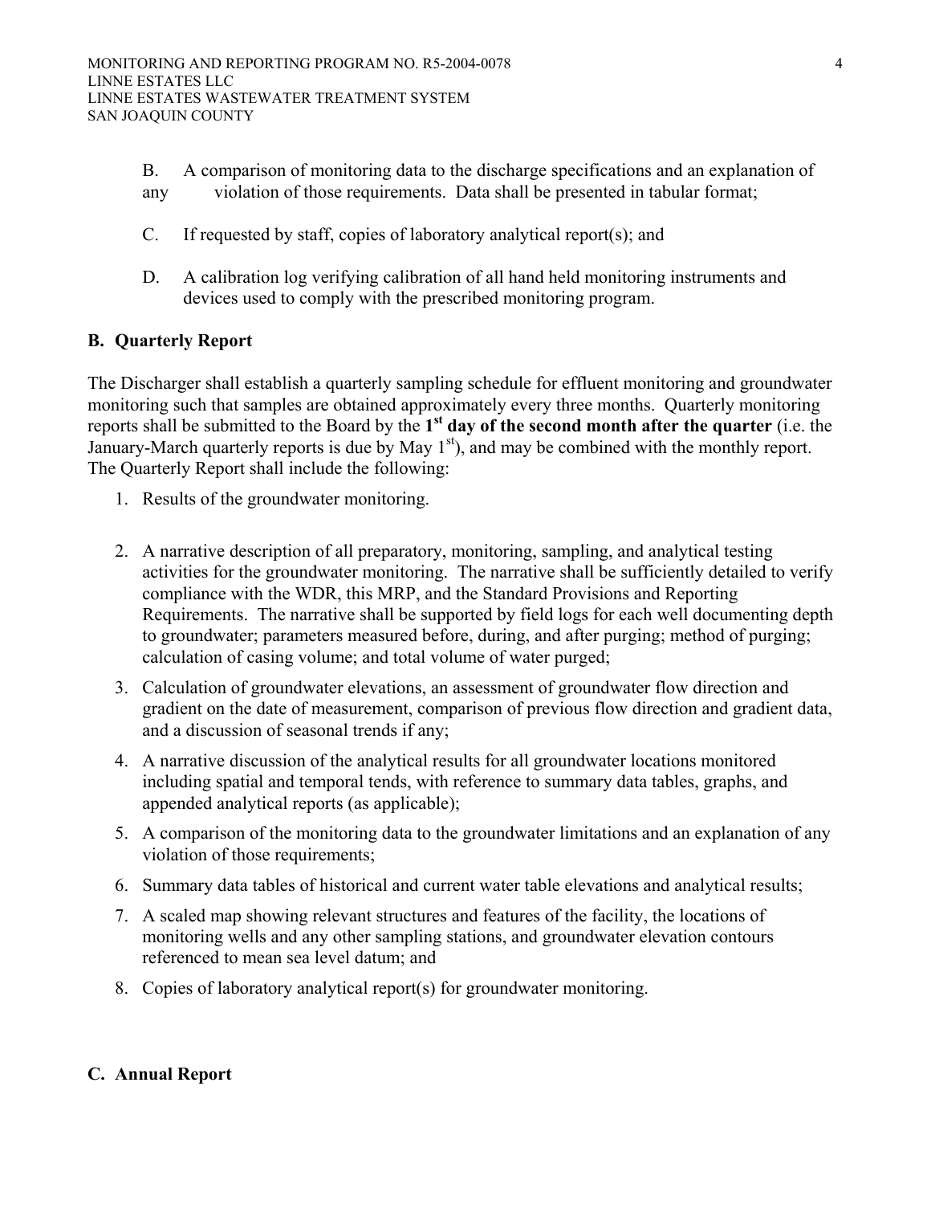B. A comparison of monitoring data to the discharge specifications and an explanation of any violation of those requirements. Data shall be presented in tabular format;

C. If requested by staff, copies of laboratory analytical report(s); and

D. A calibration log verifying calibration of all hand held monitoring instruments and devices used to comply with the prescribed monitoring program.

## B. Quarterly Report

The Discharger shall establish a quarterly sampling schedule for effluent monitoring and groundwater monitoring such that samples are obtained approximately every three months. Quarterly monitoring reports shall be submitted to the Board by the **1st day of the second month after the quarter** (i.e. the January-March quarterly reports is due by May 1st), and may be combined with the monthly report. The Quarterly Report shall include the following:

1. Results of the groundwater monitoring.
2. A narrative description of all preparatory, monitoring, sampling, and analytical testing activities for the groundwater monitoring. The narrative shall be sufficiently detailed to verify compliance with the WDR, this MRP, and the Standard Provisions and Reporting Requirements. The narrative shall be supported by field logs for each well documenting depth to groundwater; parameters measured before, during, and after purging; method of purging; calculation of casing volume; and total volume of water purged;
3. Calculation of groundwater elevations, an assessment of groundwater flow direction and gradient on the date of measurement, comparison of previous flow direction and gradient data, and a discussion of seasonal trends if any;
4. A narrative discussion of the analytical results for all groundwater locations monitored including spatial and temporal tends, with reference to summary data tables, graphs, and appended analytical reports (as applicable);
5. A comparison of the monitoring data to the groundwater limitations and an explanation of any violation of those requirements;
6. Summary data tables of historical and current water table elevations and analytical results;
7. A scaled map showing relevant structures and features of the facility, the locations of monitoring wells and any other sampling stations, and groundwater elevation contours referenced to mean sea level datum; and
8. Copies of laboratory analytical report(s) for groundwater monitoring.

## C. Annual Report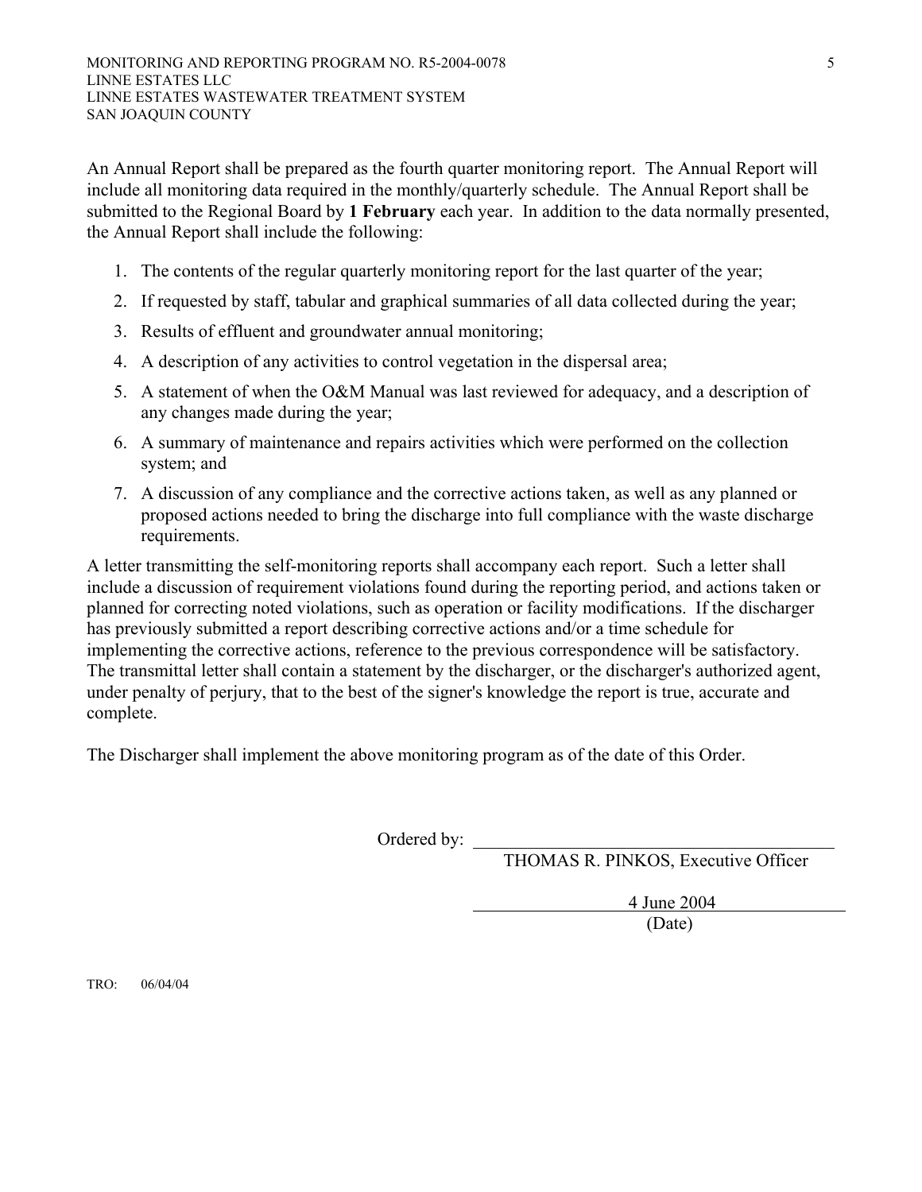An Annual Report shall be prepared as the fourth quarter monitoring report. The Annual Report will include all monitoring data required in the monthly/quarterly schedule. The Annual Report shall be submitted to the Regional Board by **1 February** each year. In addition to the data normally presented, the Annual Report shall include the following:

1. The contents of the regular quarterly monitoring report for the last quarter of the year;
2. If requested by staff, tabular and graphical summaries of all data collected during the year;
3. Results of effluent and groundwater annual monitoring;
4. A description of any activities to control vegetation in the dispersal area;
5. A statement of when the O&M Manual was last reviewed for adequacy, and a description of any changes made during the year;
6. A summary of maintenance and repairs activities which were performed on the collection system; and
7. A discussion of any compliance and the corrective actions taken, as well as any planned or proposed actions needed to bring the discharge into full compliance with the waste discharge requirements.

A letter transmitting the self-monitoring reports shall accompany each report. Such a letter shall include a discussion of requirement violations found during the reporting period, and actions taken or planned for correcting noted violations, such as operation or facility modifications. If the discharger has previously submitted a report describing corrective actions and/or a time schedule for implementing the corrective actions, reference to the previous correspondence will be satisfactory. The transmittal letter shall contain a statement by the discharger, or the discharger's authorized agent, under penalty of perjury, that to the best of the signer's knowledge the report is true, accurate and complete.

The Discharger shall implement the above monitoring program as of the date of this Order.

Ordered by: \_\_\_\_\_\_\_\_\_\_\_\_\_\_\_\_\_\_\_\_\_\_\_\_\_\_\_\_\_\_\_\_\_\_\_\_

THOMAS R. PINKOS, Executive Officer

4 June 2004

(Date)

TRO: 06/04/04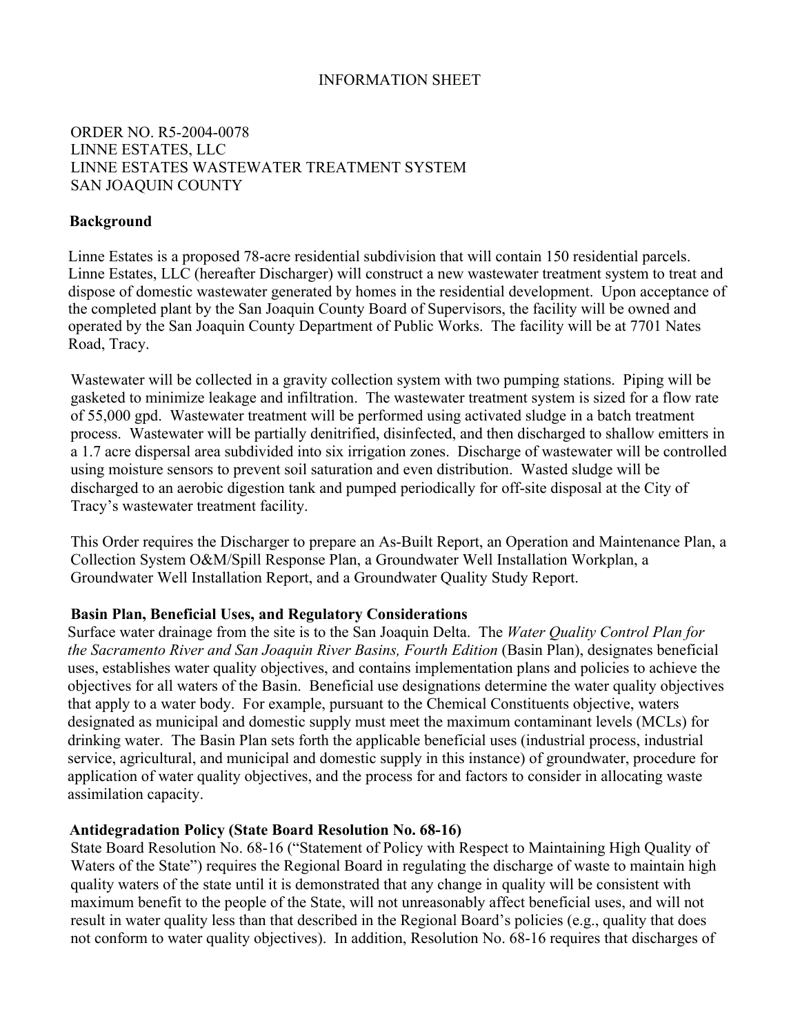INFORMATION SHEET

ORDER NO. R5-2004-0078
LINNE ESTATES, LLC
LINNE ESTATES WASTEWATER TREATMENT SYSTEM
SAN JOAQUIN COUNTY

**Background**

Linne Estates is a proposed 78-acre residential subdivision that will contain 150 residential parcels. Linne Estates, LLC (hereafter Discharger) will construct a new wastewater treatment system to treat and dispose of domestic wastewater generated by homes in the residential development. Upon acceptance of the completed plant by the San Joaquin County Board of Supervisors, the facility will be owned and operated by the San Joaquin County Department of Public Works. The facility will be at 7701 Nates Road, Tracy.

Wastewater will be collected in a gravity collection system with two pumping stations. Piping will be gasketed to minimize leakage and infiltration. The wastewater treatment system is sized for a flow rate of 55,000 gpd. Wastewater treatment will be performed using activated sludge in a batch treatment process. Wastewater will be partially denitrified, disinfected, and then discharged to shallow emitters in a 1.7 acre dispersal area subdivided into six irrigation zones. Discharge of wastewater will be controlled using moisture sensors to prevent soil saturation and even distribution. Wasted sludge will be discharged to an aerobic digestion tank and pumped periodically for off-site disposal at the City of Tracy's wastewater treatment facility.

This Order requires the Discharger to prepare an As-Built Report, an Operation and Maintenance Plan, a Collection System O&M/Spill Response Plan, a Groundwater Well Installation Workplan, a Groundwater Well Installation Report, and a Groundwater Quality Study Report.

**Basin Plan, Beneficial Uses, and Regulatory Considerations**

Surface water drainage from the site is to the San Joaquin Delta. The *Water Quality Control Plan for the Sacramento River and San Joaquin River Basins, Fourth Edition* (Basin Plan), designates beneficial uses, establishes water quality objectives, and contains implementation plans and policies to achieve the objectives for all waters of the Basin. Beneficial use designations determine the water quality objectives that apply to a water body. For example, pursuant to the Chemical Constituents objective, waters designated as municipal and domestic supply must meet the maximum contaminant levels (MCLs) for drinking water. The Basin Plan sets forth the applicable beneficial uses (industrial process, industrial service, agricultural, and municipal and domestic supply in this instance) of groundwater, procedure for application of water quality objectives, and the process for and factors to consider in allocating waste assimilation capacity.

**Antidegradation Policy (State Board Resolution No. 68-16)**

State Board Resolution No. 68-16 ("Statement of Policy with Respect to Maintaining High Quality of Waters of the State") requires the Regional Board in regulating the discharge of waste to maintain high quality waters of the state until it is demonstrated that any change in quality will be consistent with maximum benefit to the people of the State, will not unreasonably affect beneficial uses, and will not result in water quality less than that described in the Regional Board's policies (e.g., quality that does not conform to water quality objectives). In addition, Resolution No. 68-16 requires that discharges of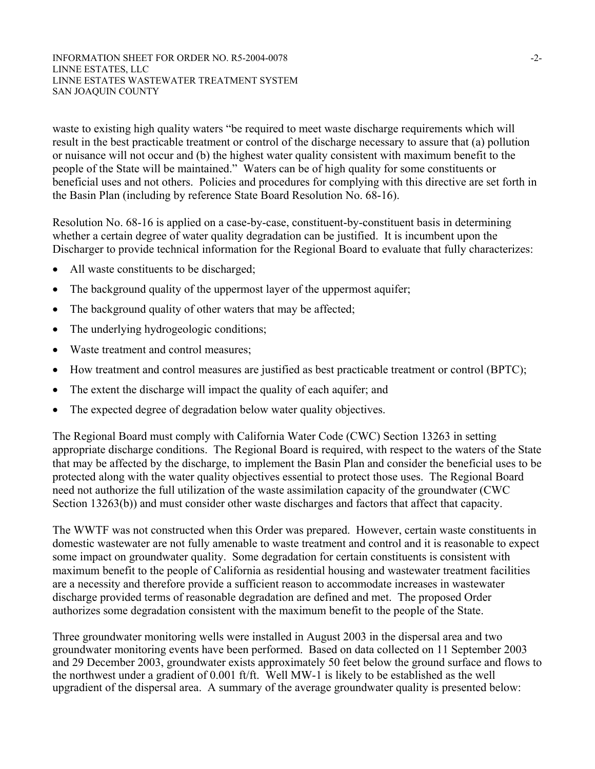waste to existing high quality waters "be required to meet waste discharge requirements which will result in the best practicable treatment or control of the discharge necessary to assure that (a) pollution or nuisance will not occur and (b) the highest water quality consistent with maximum benefit to the people of the State will be maintained." Waters can be of high quality for some constituents or beneficial uses and not others. Policies and procedures for complying with this directive are set forth in the Basin Plan (including by reference State Board Resolution No. 68-16).

Resolution No. 68-16 is applied on a case-by-case, constituent-by-constituent basis in determining whether a certain degree of water quality degradation can be justified. It is incumbent upon the Discharger to provide technical information for the Regional Board to evaluate that fully characterizes:

- All waste constituents to be discharged;
- The background quality of the uppermost layer of the uppermost aquifer;
- The background quality of other waters that may be affected;
- The underlying hydrogeologic conditions;
- Waste treatment and control measures;
- How treatment and control measures are justified as best practicable treatment or control (BPTC);
- The extent the discharge will impact the quality of each aquifer; and
- The expected degree of degradation below water quality objectives.

The Regional Board must comply with California Water Code (CWC) Section 13263 in setting appropriate discharge conditions. The Regional Board is required, with respect to the waters of the State that may be affected by the discharge, to implement the Basin Plan and consider the beneficial uses to be protected along with the water quality objectives essential to protect those uses. The Regional Board need not authorize the full utilization of the waste assimilation capacity of the groundwater (CWC Section 13263(b)) and must consider other waste discharges and factors that affect that capacity.

The WWTF was not constructed when this Order was prepared. However, certain waste constituents in domestic wastewater are not fully amenable to waste treatment and control and it is reasonable to expect some impact on groundwater quality. Some degradation for certain constituents is consistent with maximum benefit to the people of California as residential housing and wastewater treatment facilities are a necessity and therefore provide a sufficient reason to accommodate increases in wastewater discharge provided terms of reasonable degradation are defined and met. The proposed Order authorizes some degradation consistent with the maximum benefit to the people of the State.

Three groundwater monitoring wells were installed in August 2003 in the dispersal area and two groundwater monitoring events have been performed. Based on data collected on 11 September 2003 and 29 December 2003, groundwater exists approximately 50 feet below the ground surface and flows to the northwest under a gradient of 0.001 ft/ft. Well MW-1 is likely to be established as the well upgradient of the dispersal area. A summary of the average groundwater quality is presented below: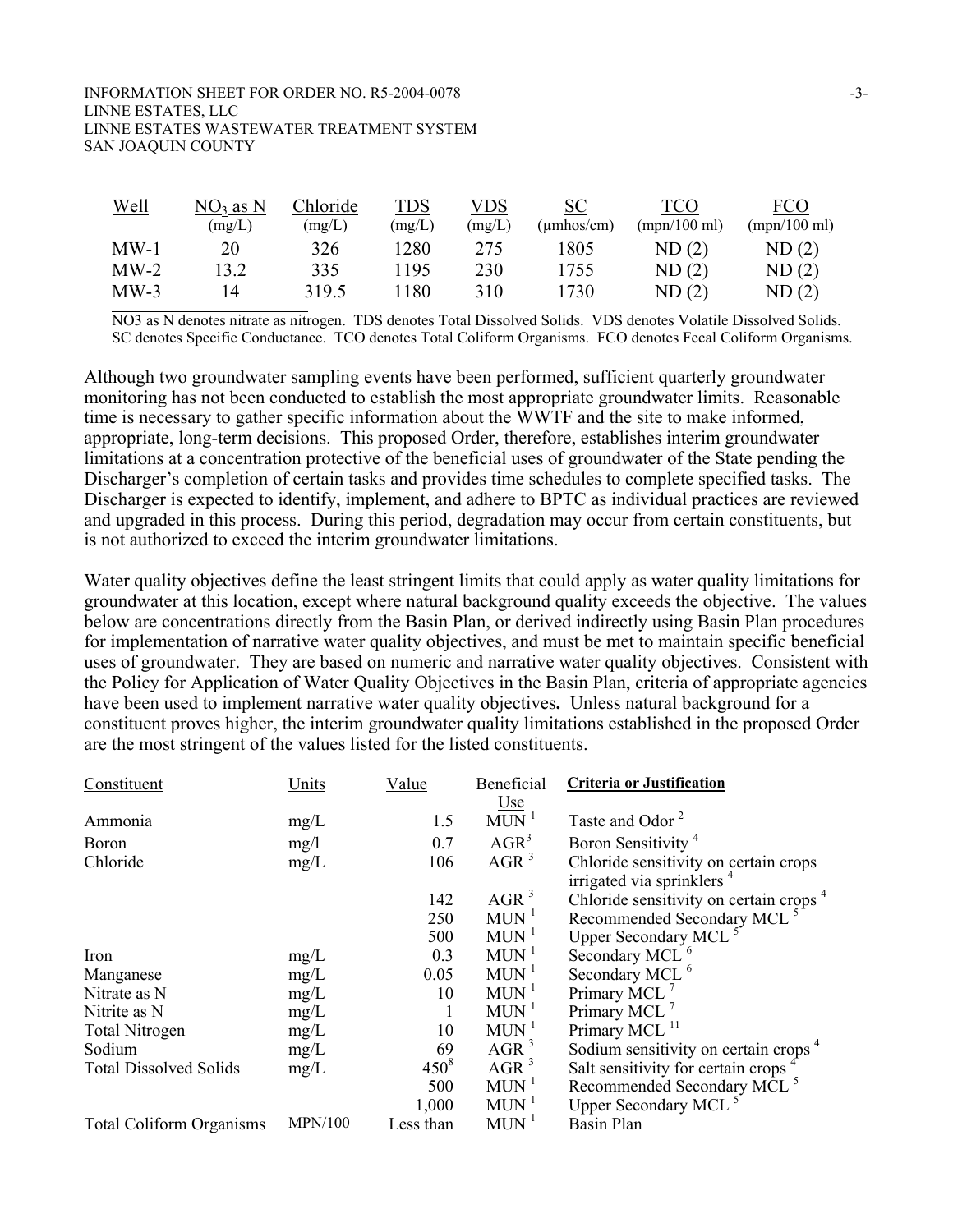| Well | $NO_3$ as N (mg/L) | Chloride (mg/L) | TDS (mg/L) | VDS (mg/L) | SC (µmhos/cm) | TCO (mpn/100 ml) | FCO (mpn/100 ml) |
|---|---|---|---|---|---|---|---|
| MW-1 | 20 | 326 | 1280 | 275 | 1805 | ND (2) | ND (2) |
| MW-2 | 13.2 | 335 | 1195 | 230 | 1755 | ND (2) | ND (2) |
| MW-3 | 14 | 319.5 | 1180 | 310 | 1730 | ND (2) | ND (2) |

NO3 as N denotes nitrate as nitrogen. TDS denotes Total Dissolved Solids. VDS denotes Volatile Dissolved Solids. SC denotes Specific Conductance. TCO denotes Total Coliform Organisms. FCO denotes Fecal Coliform Organisms.

Although two groundwater sampling events have been performed, sufficient quarterly groundwater monitoring has not been conducted to establish the most appropriate groundwater limits. Reasonable time is necessary to gather specific information about the WWTF and the site to make informed, appropriate, long-term decisions. This proposed Order, therefore, establishes interim groundwater limitations at a concentration protective of the beneficial uses of groundwater of the State pending the Discharger's completion of certain tasks and provides time schedules to complete specified tasks. The Discharger is expected to identify, implement, and adhere to BPTC as individual practices are reviewed and upgraded in this process. During this period, degradation may occur from certain constituents, but is not authorized to exceed the interim groundwater limitations.

Water quality objectives define the least stringent limits that could apply as water quality limitations for groundwater at this location, except where natural background quality exceeds the objective. The values below are concentrations directly from the Basin Plan, or derived indirectly using Basin Plan procedures for implementation of narrative water quality objectives, and must be met to maintain specific beneficial uses of groundwater. They are based on numeric and narrative water quality objectives. Consistent with the Policy for Application of Water Quality Objectives in the Basin Plan, criteria of appropriate agencies have been used to implement narrative water quality objectives**.** Unless natural background for a constituent proves higher, the interim groundwater quality limitations established in the proposed Order are the most stringent of the values listed for the listed constituents.

| Constituent | Units | Value | Beneficial Use | Criteria or Justification |
|---|---|---|---|---|
| Ammonia | mg/L | 1.5 | MUN [1] | Taste and Odor [2] |
| Boron | mg/l | 0.7 | AGR[3] | Boron Sensitivity [4] |
| Chloride | mg/L | 106 | AGR [3] | Chloride sensitivity on certain crops irrigated via sprinklers [4] |
| | | 142 | AGR [3] | Chloride sensitivity on certain crops [4] |
| | | 250 | MUN [1] | Recommended Secondary MCL [5] |
| | | 500 | MUN [1] | Upper Secondary MCL [5] |
| Iron | mg/L | 0.3 | MUN [1] | Secondary MCL [6] |
| Manganese | mg/L | 0.05 | MUN [1] | Secondary MCL [6] |
| Nitrate as N | mg/L | 10 | MUN [1] | Primary MCL [7] |
| Nitrite as N | mg/L | 1 | MUN [1] | Primary MCL [7] |
| Total Nitrogen | mg/L | 10 | MUN [1] | Primary MCL [11] |
| Sodium | mg/L | 69 | AGR [3] | Sodium sensitivity on certain crops [4] |
| Total Dissolved Solids | mg/L | 450[8] | AGR [3] | Salt sensitivity for certain crops [4] |
| | | 500 | MUN [1] | Recommended Secondary MCL [5] |
| | | 1,000 | MUN [1] | Upper Secondary MCL [5] |
| Total Coliform Organisms | MPN/100 | Less than | MUN [1] | Basin Plan |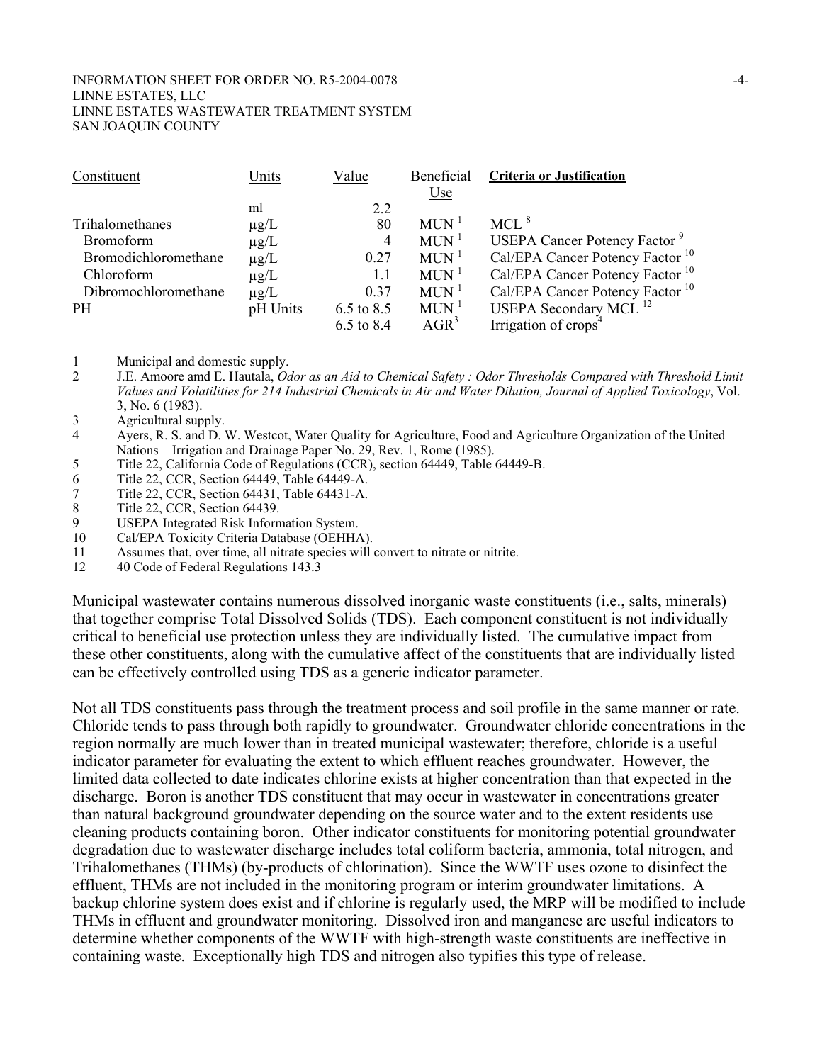| Constituent | Units | Value | Beneficial Use | **Criteria or Justification** |
|---|---|---|---|---|
| | ml | 2.2 | | |
| Trihalomethanes | μg/L | 80 | MUN [1] | MCL [8] |
| Bromoform | μg/L | 4 | MUN [1] | USEPA Cancer Potency Factor [9] |
| Bromodichloromethane | μg/L | 0.27 | MUN [1] | Cal/EPA Cancer Potency Factor [10] |
| Chloroform | μg/L | 1.1 | MUN [1] | Cal/EPA Cancer Potency Factor [10] |
| Dibromochloromethane | μg/L | 0.37 | MUN [1] | Cal/EPA Cancer Potency Factor [10] |
| PH | pH Units | 6.5 to 8.5 | MUN [1] | USEPA Secondary MCL [12] |
| | | 6.5 to 8.4 | AGR[3] | Irrigation of crops[4] |

1 Municipal and domestic supply.
2 J.E. Amoore amd E. Hautala, *Odor as an Aid to Chemical Safety : Odor Thresholds Compared with Threshold Limit Values and Volatilities for 214 Industrial Chemicals in Air and Water Dilution, Journal of Applied Toxicology*, Vol. 3, No. 6 (1983).
3 Agricultural supply.
4 Ayers, R. S. and D. W. Westcot, Water Quality for Agriculture, Food and Agriculture Organization of the United Nations – Irrigation and Drainage Paper No. 29, Rev. 1, Rome (1985).
5 Title 22, California Code of Regulations (CCR), section 64449, Table 64449-B.
6 Title 22, CCR, Section 64449, Table 64449-A.
7 Title 22, CCR, Section 64431, Table 64431-A.
8 Title 22, CCR, Section 64439.
9 USEPA Integrated Risk Information System.
10 Cal/EPA Toxicity Criteria Database (OEHHA).
11 Assumes that, over time, all nitrate species will convert to nitrate or nitrite.
12 40 Code of Federal Regulations 143.3

Municipal wastewater contains numerous dissolved inorganic waste constituents (i.e., salts, minerals) that together comprise Total Dissolved Solids (TDS). Each component constituent is not individually critical to beneficial use protection unless they are individually listed. The cumulative impact from these other constituents, along with the cumulative affect of the constituents that are individually listed can be effectively controlled using TDS as a generic indicator parameter.

Not all TDS constituents pass through the treatment process and soil profile in the same manner or rate. Chloride tends to pass through both rapidly to groundwater. Groundwater chloride concentrations in the region normally are much lower than in treated municipal wastewater; therefore, chloride is a useful indicator parameter for evaluating the extent to which effluent reaches groundwater. However, the limited data collected to date indicates chlorine exists at higher concentration than that expected in the discharge. Boron is another TDS constituent that may occur in wastewater in concentrations greater than natural background groundwater depending on the source water and to the extent residents use cleaning products containing boron. Other indicator constituents for monitoring potential groundwater degradation due to wastewater discharge includes total coliform bacteria, ammonia, total nitrogen, and Trihalomethanes (THMs) (by-products of chlorination). Since the WWTF uses ozone to disinfect the effluent, THMs are not included in the monitoring program or interim groundwater limitations. A backup chlorine system does exist and if chlorine is regularly used, the MRP will be modified to include THMs in effluent and groundwater monitoring. Dissolved iron and manganese are useful indicators to determine whether components of the WWTF with high-strength waste constituents are ineffective in containing waste. Exceptionally high TDS and nitrogen also typifies this type of release.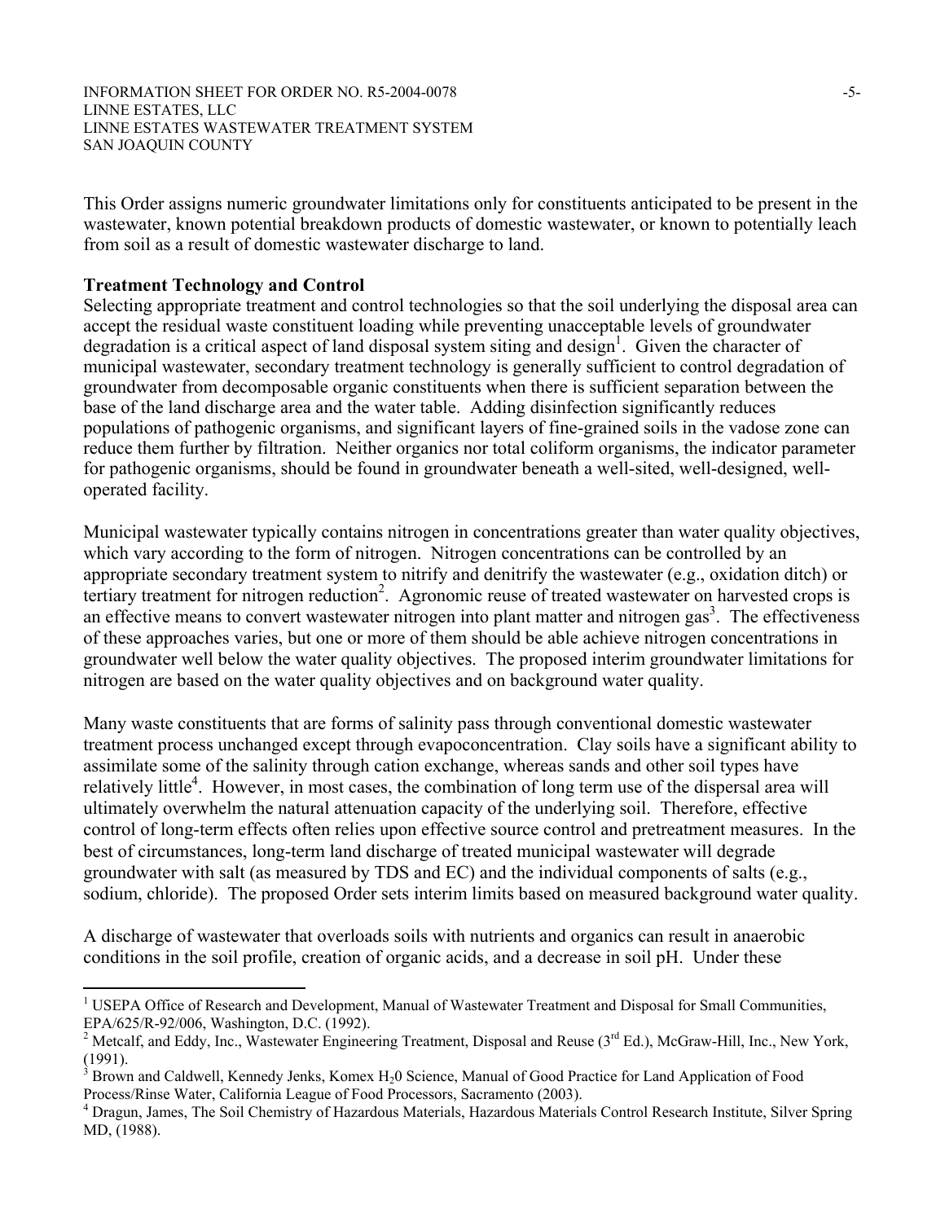This Order assigns numeric groundwater limitations only for constituents anticipated to be present in the wastewater, known potential breakdown products of domestic wastewater, or known to potentially leach from soil as a result of domestic wastewater discharge to land.

**Treatment Technology and Control**

Selecting appropriate treatment and control technologies so that the soil underlying the disposal area can accept the residual waste constituent loading while preventing unacceptable levels of groundwater degradation is a critical aspect of land disposal system siting and design[1]. Given the character of municipal wastewater, secondary treatment technology is generally sufficient to control degradation of groundwater from decomposable organic constituents when there is sufficient separation between the base of the land discharge area and the water table. Adding disinfection significantly reduces populations of pathogenic organisms, and significant layers of fine-grained soils in the vadose zone can reduce them further by filtration. Neither organics nor total coliform organisms, the indicator parameter for pathogenic organisms, should be found in groundwater beneath a well-sited, well-designed, well-operated facility.

Municipal wastewater typically contains nitrogen in concentrations greater than water quality objectives, which vary according to the form of nitrogen. Nitrogen concentrations can be controlled by an appropriate secondary treatment system to nitrify and denitrify the wastewater (e.g., oxidation ditch) or tertiary treatment for nitrogen reduction[2]. Agronomic reuse of treated wastewater on harvested crops is an effective means to convert wastewater nitrogen into plant matter and nitrogen gas[3]. The effectiveness of these approaches varies, but one or more of them should be able achieve nitrogen concentrations in groundwater well below the water quality objectives. The proposed interim groundwater limitations for nitrogen are based on the water quality objectives and on background water quality.

Many waste constituents that are forms of salinity pass through conventional domestic wastewater treatment process unchanged except through evapoconcentration. Clay soils have a significant ability to assimilate some of the salinity through cation exchange, whereas sands and other soil types have relatively little[4]. However, in most cases, the combination of long term use of the dispersal area will ultimately overwhelm the natural attenuation capacity of the underlying soil. Therefore, effective control of long-term effects often relies upon effective source control and pretreatment measures. In the best of circumstances, long-term land discharge of treated municipal wastewater will degrade groundwater with salt (as measured by TDS and EC) and the individual components of salts (e.g., sodium, chloride). The proposed Order sets interim limits based on measured background water quality.

A discharge of wastewater that overloads soils with nutrients and organics can result in anaerobic conditions in the soil profile, creation of organic acids, and a decrease in soil pH. Under these

---

[1] USEPA Office of Research and Development, Manual of Wastewater Treatment and Disposal for Small Communities, EPA/625/R-92/006, Washington, D.C. (1992).

[2] Metcalf, and Eddy, Inc., Wastewater Engineering Treatment, Disposal and Reuse (3rd Ed.), McGraw-Hill, Inc., New York, (1991).

[3] Brown and Caldwell, Kennedy Jenks, Komex $H_20$ Science, Manual of Good Practice for Land Application of Food Process/Rinse Water, California League of Food Processors, Sacramento (2003).

[4] Dragun, James, The Soil Chemistry of Hazardous Materials, Hazardous Materials Control Research Institute, Silver Spring MD, (1988).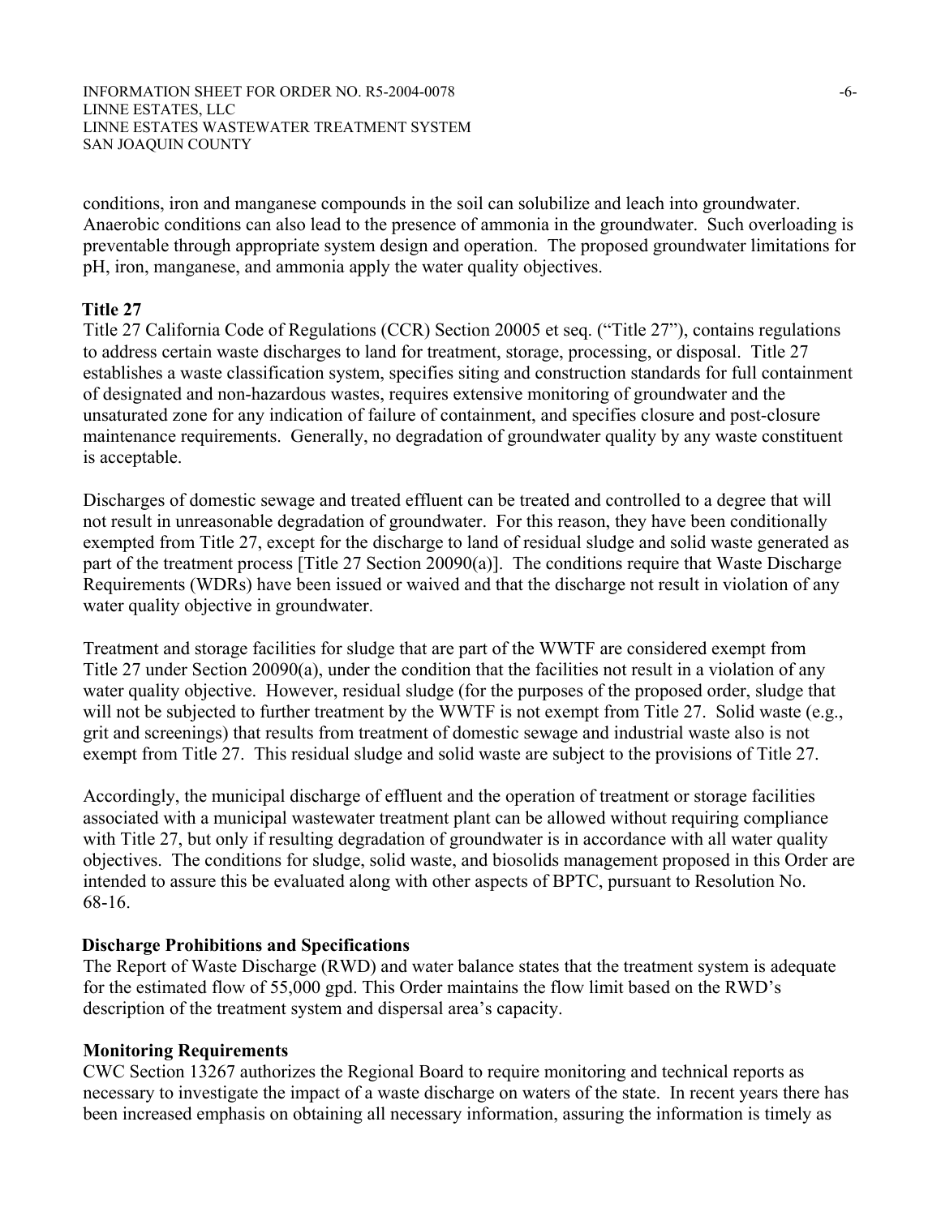conditions, iron and manganese compounds in the soil can solubilize and leach into groundwater. Anaerobic conditions can also lead to the presence of ammonia in the groundwater. Such overloading is preventable through appropriate system design and operation. The proposed groundwater limitations for pH, iron, manganese, and ammonia apply the water quality objectives.

**Title 27**

Title 27 California Code of Regulations (CCR) Section 20005 et seq. ("Title 27"), contains regulations to address certain waste discharges to land for treatment, storage, processing, or disposal. Title 27 establishes a waste classification system, specifies siting and construction standards for full containment of designated and non-hazardous wastes, requires extensive monitoring of groundwater and the unsaturated zone for any indication of failure of containment, and specifies closure and post-closure maintenance requirements. Generally, no degradation of groundwater quality by any waste constituent is acceptable.

Discharges of domestic sewage and treated effluent can be treated and controlled to a degree that will not result in unreasonable degradation of groundwater. For this reason, they have been conditionally exempted from Title 27, except for the discharge to land of residual sludge and solid waste generated as part of the treatment process [Title 27 Section 20090(a)]. The conditions require that Waste Discharge Requirements (WDRs) have been issued or waived and that the discharge not result in violation of any water quality objective in groundwater.

Treatment and storage facilities for sludge that are part of the WWTF are considered exempt from Title 27 under Section 20090(a), under the condition that the facilities not result in a violation of any water quality objective. However, residual sludge (for the purposes of the proposed order, sludge that will not be subjected to further treatment by the WWTF is not exempt from Title 27. Solid waste (e.g., grit and screenings) that results from treatment of domestic sewage and industrial waste also is not exempt from Title 27. This residual sludge and solid waste are subject to the provisions of Title 27.

Accordingly, the municipal discharge of effluent and the operation of treatment or storage facilities associated with a municipal wastewater treatment plant can be allowed without requiring compliance with Title 27, but only if resulting degradation of groundwater is in accordance with all water quality objectives. The conditions for sludge, solid waste, and biosolids management proposed in this Order are intended to assure this be evaluated along with other aspects of BPTC, pursuant to Resolution No. 68-16.

**Discharge Prohibitions and Specifications**

The Report of Waste Discharge (RWD) and water balance states that the treatment system is adequate for the estimated flow of 55,000 gpd. This Order maintains the flow limit based on the RWD's description of the treatment system and dispersal area's capacity.

**Monitoring Requirements**

CWC Section 13267 authorizes the Regional Board to require monitoring and technical reports as necessary to investigate the impact of a waste discharge on waters of the state. In recent years there has been increased emphasis on obtaining all necessary information, assuring the information is timely as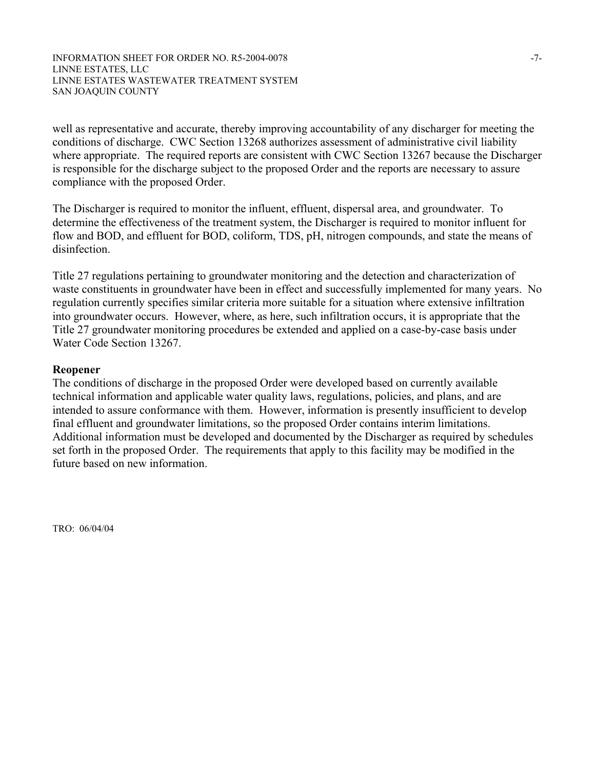well as representative and accurate, thereby improving accountability of any discharger for meeting the conditions of discharge. CWC Section 13268 authorizes assessment of administrative civil liability where appropriate. The required reports are consistent with CWC Section 13267 because the Discharger is responsible for the discharge subject to the proposed Order and the reports are necessary to assure compliance with the proposed Order.

The Discharger is required to monitor the influent, effluent, dispersal area, and groundwater. To determine the effectiveness of the treatment system, the Discharger is required to monitor influent for flow and BOD, and effluent for BOD, coliform, TDS, pH, nitrogen compounds, and state the means of disinfection.

Title 27 regulations pertaining to groundwater monitoring and the detection and characterization of waste constituents in groundwater have been in effect and successfully implemented for many years. No regulation currently specifies similar criteria more suitable for a situation where extensive infiltration into groundwater occurs. However, where, as here, such infiltration occurs, it is appropriate that the Title 27 groundwater monitoring procedures be extended and applied on a case-by-case basis under Water Code Section 13267.

**Reopener**

The conditions of discharge in the proposed Order were developed based on currently available technical information and applicable water quality laws, regulations, policies, and plans, and are intended to assure conformance with them. However, information is presently insufficient to develop final effluent and groundwater limitations, so the proposed Order contains interim limitations. Additional information must be developed and documented by the Discharger as required by schedules set forth in the proposed Order. The requirements that apply to this facility may be modified in the future based on new information.

TRO: 06/04/04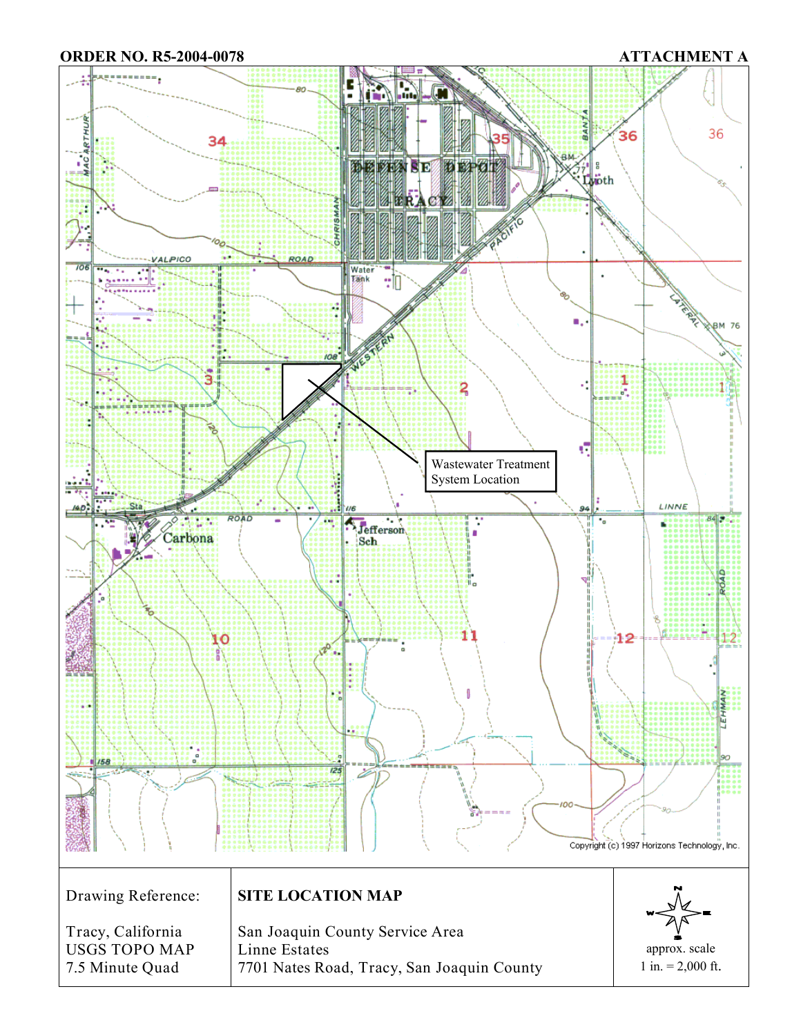ORDER NO. R5-2004-0078

ATTACHMENT A

Wastewater Treatment System Location

Copyright (c) 1997 Horizons Technology, Inc.

| Drawing Reference: | SITE LOCATION MAP | |
|---|---|---|
| Tracy, California<br>USGS TOPO MAP<br>7.5 Minute Quad | San Joaquin County Service Area<br>Linne Estates<br>7701 Nates Road, Tracy, San Joaquin County | approx. scale<br>1 in. = 2,000 ft. |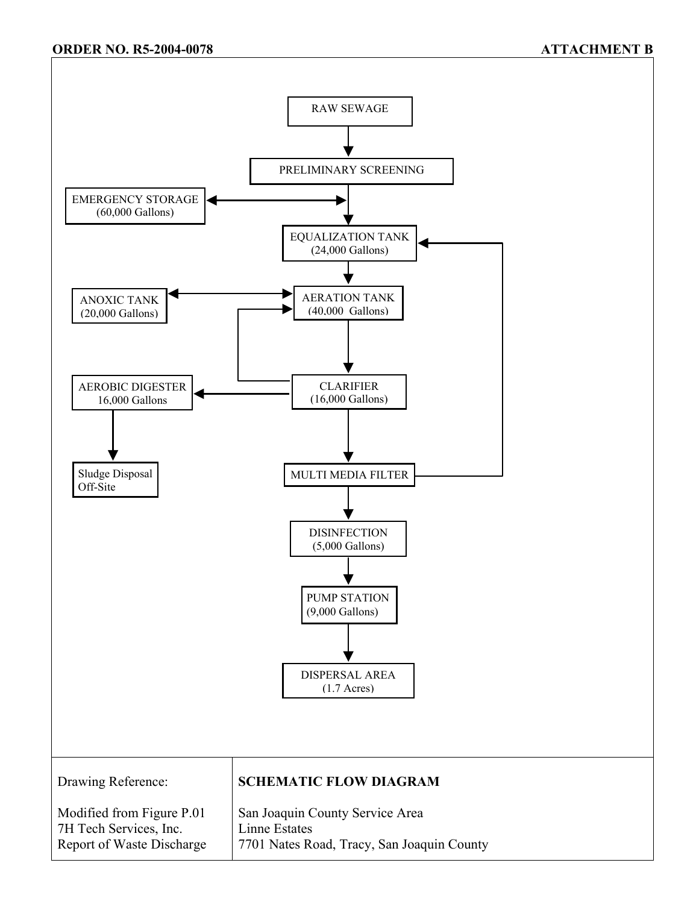RAW SEWAGE

PRELIMINARY SCREENING

EMERGENCY STORAGE
(60,000 Gallons)

EQUALIZATION TANK
(24,000 Gallons)

ANOXIC TANK
(20,000 Gallons)

AERATION TANK
(40,000 Gallons)

AEROBIC DIGESTER
16,000 Gallons

CLARIFIER
(16,000 Gallons)

Sludge Disposal
Off-Site

MULTI MEDIA FILTER

DISINFECTION
(5,000 Gallons)

PUMP STATION
(9,000 Gallons)

DISPERSAL AREA
(1.7 Acres)

| Drawing Reference: | **SCHEMATIC FLOW DIAGRAM** |
| --- | --- |
| Modified from Figure P.01<br>7H Tech Services, Inc.<br>Report of Waste Discharge | San Joaquin County Service Area<br>Linne Estates<br>7701 Nates Road, Tracy, San Joaquin County |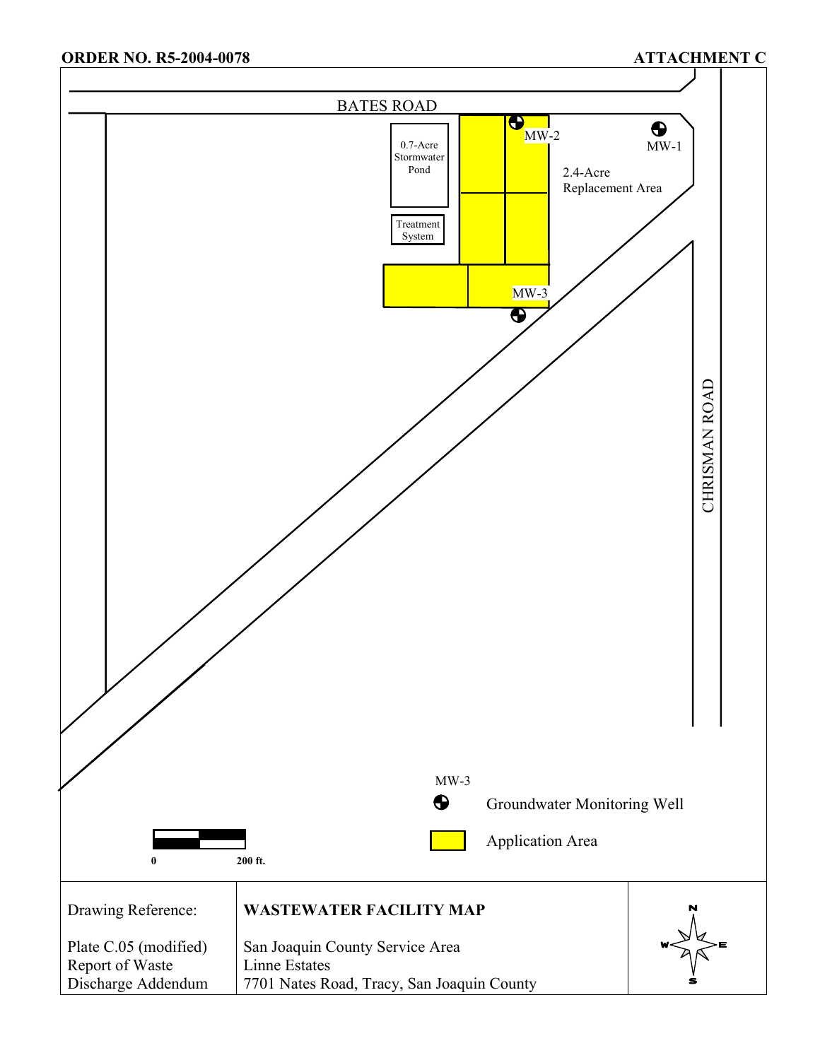ORDER NO. R5-2004-0078

ATTACHMENT C

BATES ROAD

0.7-Acre Stormwater Pond

Treatment System

MW-2

MW-1

2.4-Acre Replacement Area

MW-3

CHRISMAN ROAD

MW-3 Groundwater Monitoring Well

Application Area

0 200 ft.

| Drawing Reference: Plate C.05 (modified) Report of Waste Discharge Addendum | **WASTEWATER FACILITY MAP** San Joaquin County Service Area Linne Estates 7701 Nates Road, Tracy, San Joaquin County | N W E S |
|---|---|---|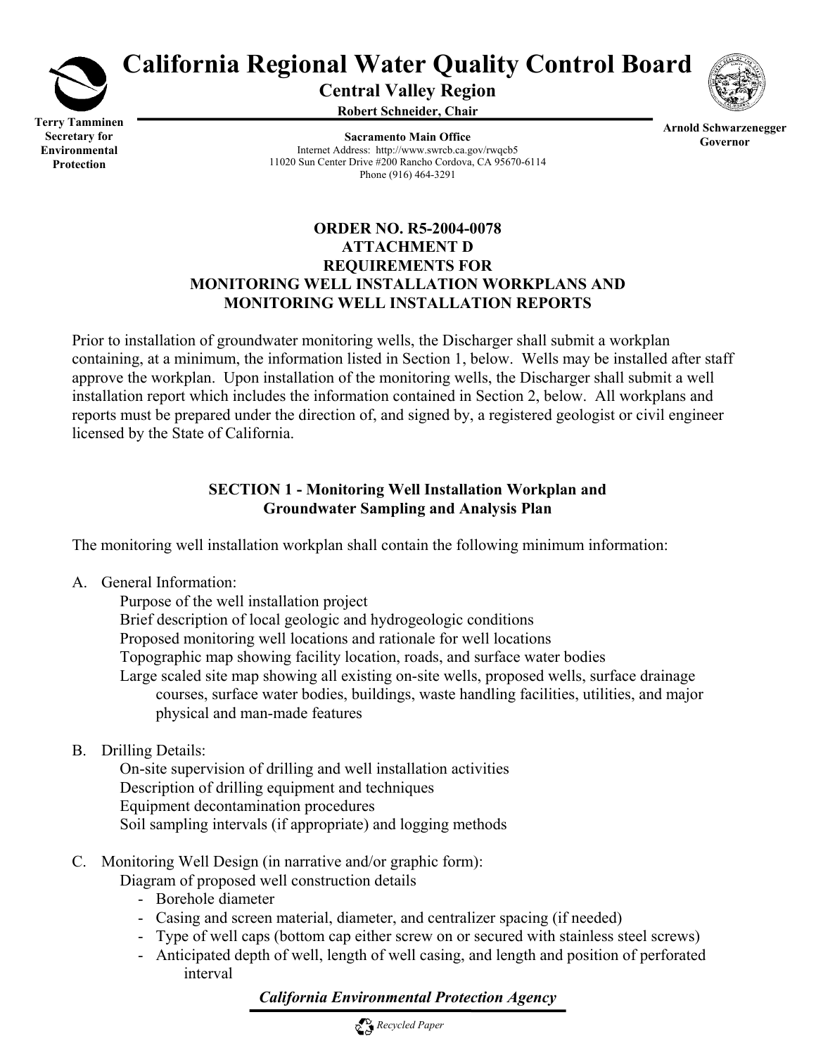# California Regional Water Quality Control Board

## Central Valley Region

**Robert Schneider, Chair**

**Terry Tamminen**
**Secretary for Environmental Protection**

**Sacramento Main Office**
Internet Address: http://www.swrcb.ca.gov/rwqcb5
11020 Sun Center Drive #200 Rancho Cordova, CA 95670-6114
Phone (916) 464-3291

**Arnold Schwarzenegger**
**Governor**

**ORDER NO. R5-2004-0078**
**ATTACHMENT D**
**REQUIREMENTS FOR**
**MONITORING WELL INSTALLATION WORKPLANS AND**
**MONITORING WELL INSTALLATION REPORTS**

Prior to installation of groundwater monitoring wells, the Discharger shall submit a workplan containing, at a minimum, the information listed in Section 1, below. Wells may be installed after staff approve the workplan. Upon installation of the monitoring wells, the Discharger shall submit a well installation report which includes the information contained in Section 2, below. All workplans and reports must be prepared under the direction of, and signed by, a registered geologist or civil engineer licensed by the State of California.

### SECTION 1 - Monitoring Well Installation Workplan and Groundwater Sampling and Analysis Plan

The monitoring well installation workplan shall contain the following minimum information:

A. General Information:

Purpose of the well installation project
Brief description of local geologic and hydrogeologic conditions
Proposed monitoring well locations and rationale for well locations
Topographic map showing facility location, roads, and surface water bodies
Large scaled site map showing all existing on-site wells, proposed wells, surface drainage courses, surface water bodies, buildings, waste handling facilities, utilities, and major physical and man-made features

B. Drilling Details:

On-site supervision of drilling and well installation activities
Description of drilling equipment and techniques
Equipment decontamination procedures
Soil sampling intervals (if appropriate) and logging methods

C. Monitoring Well Design (in narrative and/or graphic form):

Diagram of proposed well construction details

- Borehole diameter
- Casing and screen material, diameter, and centralizer spacing (if needed)
- Type of well caps (bottom cap either screw on or secured with stainless steel screws)
- Anticipated depth of well, length of well casing, and length and position of perforated interval

*California Environmental Protection Agency*

*Recycled Paper*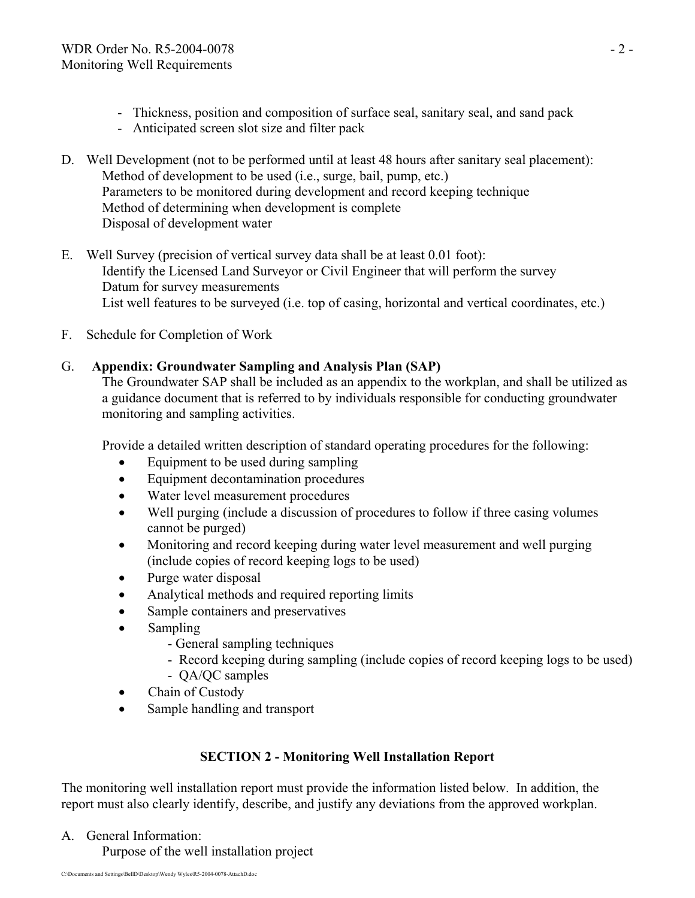- Thickness, position and composition of surface seal, sanitary seal, and sand pack
- Anticipated screen slot size and filter pack

D. Well Development (not to be performed until at least 48 hours after sanitary seal placement):
   Method of development to be used (i.e., surge, bail, pump, etc.)
   Parameters to be monitored during development and record keeping technique
   Method of determining when development is complete
   Disposal of development water

E. Well Survey (precision of vertical survey data shall be at least 0.01 foot):
   Identify the Licensed Land Surveyor or Civil Engineer that will perform the survey
   Datum for survey measurements
   List well features to be surveyed (i.e. top of casing, horizontal and vertical coordinates, etc.)

F. Schedule for Completion of Work

G. **Appendix: Groundwater Sampling and Analysis Plan (SAP)**
   The Groundwater SAP shall be included as an appendix to the workplan, and shall be utilized as a guidance document that is referred to by individuals responsible for conducting groundwater monitoring and sampling activities.

   Provide a detailed written description of standard operating procedures for the following:

   - Equipment to be used during sampling
   - Equipment decontamination procedures
   - Water level measurement procedures
   - Well purging (include a discussion of procedures to follow if three casing volumes cannot be purged)
   - Monitoring and record keeping during water level measurement and well purging (include copies of record keeping logs to be used)
   - Purge water disposal
   - Analytical methods and required reporting limits
   - Sample containers and preservatives
   - Sampling
     - General sampling techniques
     - Record keeping during sampling (include copies of record keeping logs to be used)
     - QA/QC samples
   - Chain of Custody
   - Sample handling and transport

## SECTION 2 - Monitoring Well Installation Report

The monitoring well installation report must provide the information listed below. In addition, the report must also clearly identify, describe, and justify any deviations from the approved workplan.

A. General Information:
   Purpose of the well installation project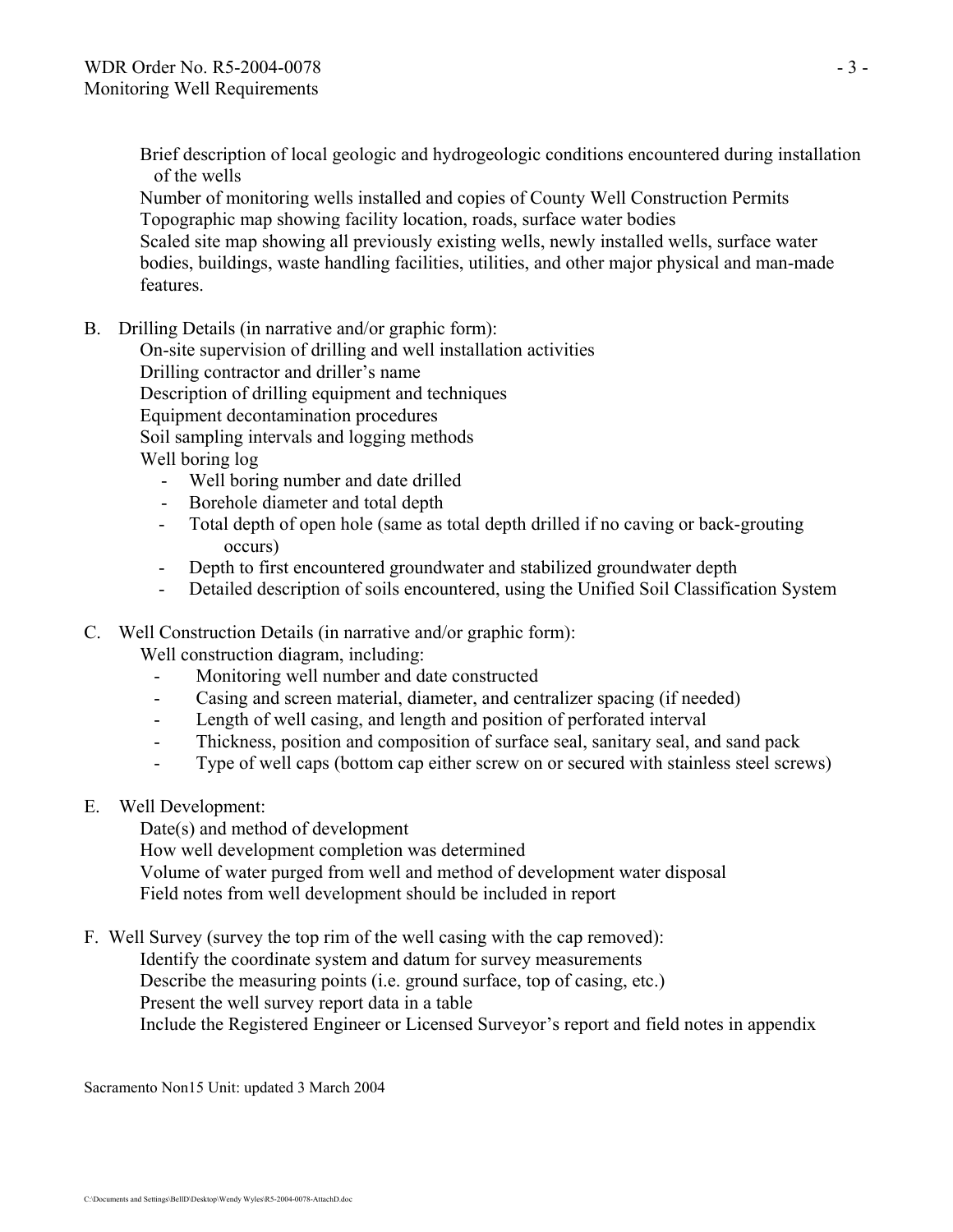Brief description of local geologic and hydrogeologic conditions encountered during installation of the wells

Number of monitoring wells installed and copies of County Well Construction Permits

Topographic map showing facility location, roads, surface water bodies

Scaled site map showing all previously existing wells, newly installed wells, surface water bodies, buildings, waste handling facilities, utilities, and other major physical and man-made features.

B. Drilling Details (in narrative and/or graphic form):

On-site supervision of drilling and well installation activities

Drilling contractor and driller's name

Description of drilling equipment and techniques

Equipment decontamination procedures

Soil sampling intervals and logging methods

Well boring log

- Well boring number and date drilled
- Borehole diameter and total depth
- Total depth of open hole (same as total depth drilled if no caving or back-grouting occurs)
- Depth to first encountered groundwater and stabilized groundwater depth
- Detailed description of soils encountered, using the Unified Soil Classification System

C. Well Construction Details (in narrative and/or graphic form):

Well construction diagram, including:

- Monitoring well number and date constructed
- Casing and screen material, diameter, and centralizer spacing (if needed)
- Length of well casing, and length and position of perforated interval
- Thickness, position and composition of surface seal, sanitary seal, and sand pack
- Type of well caps (bottom cap either screw on or secured with stainless steel screws)

E. Well Development:

Date(s) and method of development

How well development completion was determined

Volume of water purged from well and method of development water disposal

Field notes from well development should be included in report

F. Well Survey (survey the top rim of the well casing with the cap removed):

Identify the coordinate system and datum for survey measurements

Describe the measuring points (i.e. ground surface, top of casing, etc.)

Present the well survey report data in a table

Include the Registered Engineer or Licensed Surveyor's report and field notes in appendix